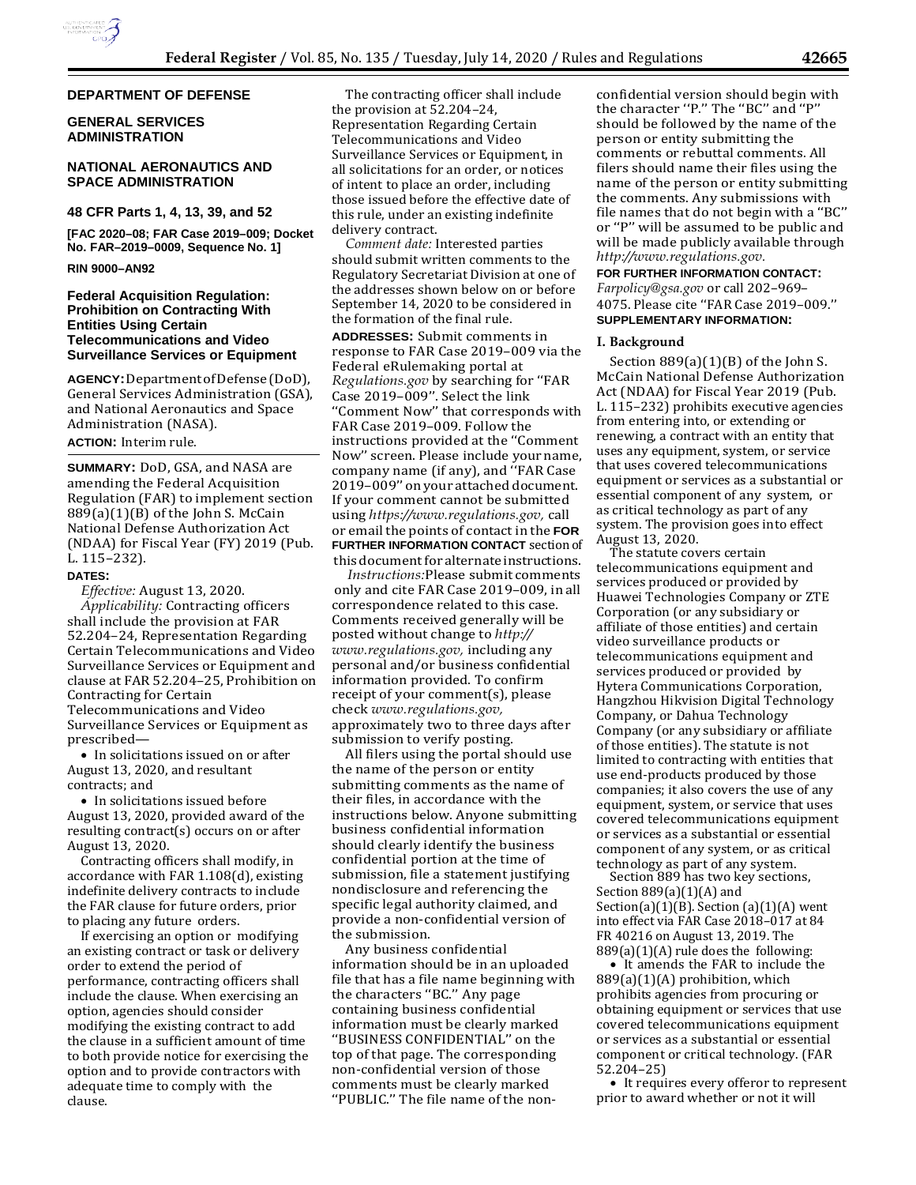**DEPARTMENT OF DEFENSE**

**GENERAL SERVICES ADMINISTRATION**

**NATIONAL AERONAUTICS AND SPACE ADMINISTRATION**

**48 CFR Parts 1, 4, 13, 39, and 52**

**[FAC 2020–08; FAR Case 2019–009; Docket No. FAR–2019–0009, Sequence No. 1]**

**RIN 9000–AN92**

## Federal Acquisition Regulation: Prohibition on Contracting With Entities Using Certain Telecommunications and Video Surveillance Services or Equipment

**AGENCY:** Department of Defense (DoD), General Services Administration (GSA), and National Aeronautics and Space Administration (NASA).

**ACTION:** Interim rule.

**SUMMARY:** DoD, GSA, and NASA are amending the Federal Acquisition Regulation (FAR) to implement section 889(a)(1)(B) of the John S. McCain National Defense Authorization Act (NDAA) for Fiscal Year (FY) 2019 (Pub. L. 115–232).

**DATES:**

*Effective:* August 13, 2020.

*Applicability:* Contracting officers shall include the provision at FAR 52.204–24, Representation Regarding Certain Telecommunications and Video Surveillance Services or Equipment and clause at FAR 52.204–25, Prohibition on Contracting for Certain Telecommunications and Video Surveillance Services or Equipment as prescribed—

- In solicitations issued on or after August 13, 2020, and resultant contracts; and
- In solicitations issued before August 13, 2020, provided award of the resulting contract(s) occurs on or after August 13, 2020.

Contracting officers shall modify, in accordance with FAR 1.108(d), existing indefinite delivery contracts to include the FAR clause for future orders, prior to placing any future orders.

If exercising an option or modifying an existing contract or task or delivery order to extend the period of performance, contracting officers shall include the clause. When exercising an option, agencies should consider modifying the existing contract to add the clause in a sufficient amount of time to both provide notice for exercising the option and to provide contractors with adequate time to comply with the clause.

The contracting officer shall include the provision at 52.204–24, Representation Regarding Certain Telecommunications and Video Surveillance Services or Equipment, in all solicitations for an order, or notices of intent to place an order, including those issued before the effective date of this rule, under an existing indefinite delivery contract.

*Comment date:* Interested parties should submit written comments to the Regulatory Secretariat Division at one of the addresses shown below on or before September 14, 2020 to be considered in the formation of the final rule.

**ADDRESSES:** Submit comments in response to FAR Case 2019–009 via the Federal eRulemaking portal at *Regulations.gov* by searching for ''FAR Case 2019–009''. Select the link ''Comment Now'' that corresponds with FAR Case 2019–009. Follow the instructions provided at the ''Comment Now'' screen. Please include your name, company name (if any), and ''FAR Case 2019–009'' on your attached document. If your comment cannot be submitted using *https://www.regulations.gov,* call or email the points of contact in the **FOR FURTHER INFORMATION CONTACT** section of this document for alternate instructions.

*Instructions:* Please submit comments only and cite FAR Case 2019–009, in all correspondence related to this case. Comments received generally will be posted without change to *http://www.regulations.gov,* including any personal and/or business confidential information provided. To confirm receipt of your comment(s), please check *www.regulations.gov,* approximately two to three days after submission to verify posting.

All filers using the portal should use the name of the person or entity submitting comments as the name of their files, in accordance with the instructions below. Anyone submitting business confidential information should clearly identify the business confidential portion at the time of submission, file a statement justifying nondisclosure and referencing the specific legal authority claimed, and provide a non-confidential version of the submission.

Any business confidential information should be in an uploaded file that has a file name beginning with the characters ''BC.'' Any page containing business confidential information must be clearly marked ''BUSINESS CONFIDENTIAL'' on the top of that page. The corresponding non-confidential version of those comments must be clearly marked ''PUBLIC.'' The file name of the non-confidential version should begin with the character ''P.'' The ''BC'' and ''P'' should be followed by the name of the person or entity submitting the comments or rebuttal comments. All filers should name their files using the name of the person or entity submitting the comments. Any submissions with file names that do not begin with a ''BC'' or ''P'' will be assumed to be public and will be made publicly available through *http://www.regulations.gov.*

**FOR FURTHER INFORMATION CONTACT:** *Farpolicy@gsa.gov* or call 202–969–4075. Please cite ''FAR Case 2019–009.''

**SUPPLEMENTARY INFORMATION:**

### I. Background

Section 889(a)(1)(B) of the John S. McCain National Defense Authorization Act (NDAA) for Fiscal Year 2019 (Pub. L. 115–232) prohibits executive agencies from entering into, or extending or renewing, a contract with an entity that uses any equipment, system, or service that uses covered telecommunications equipment or services as a substantial or essential component of any system, or as critical technology as part of any system. The provision goes into effect August 13, 2020.

The statute covers certain telecommunications equipment and services produced or provided by Huawei Technologies Company or ZTE Corporation (or any subsidiary or affiliate of those entities) and certain video surveillance products or telecommunications equipment and services produced or provided by Hytera Communications Corporation, Hangzhou Hikvision Digital Technology Company, or Dahua Technology Company (or any subsidiary or affiliate of those entities). The statute is not limited to contracting with entities that use end-products produced by those companies; it also covers the use of any equipment, system, or service that uses covered telecommunications equipment or services as a substantial or essential component of any system, or as critical technology as part of any system.

Section 889 has two key sections, Section 889(a)(1)(A) and Section(a)(1)(B). Section (a)(1)(A) went into effect via FAR Case 2018–017 at 84 FR 40216 on August 13, 2019. The 889(a)(1)(A) rule does the following:

- It amends the FAR to include the 889(a)(1)(A) prohibition, which prohibits agencies from procuring or obtaining equipment or services that use covered telecommunications equipment or services as a substantial or essential component or critical technology. (FAR 52.204–25)
- It requires every offeror to represent prior to award whether or not it will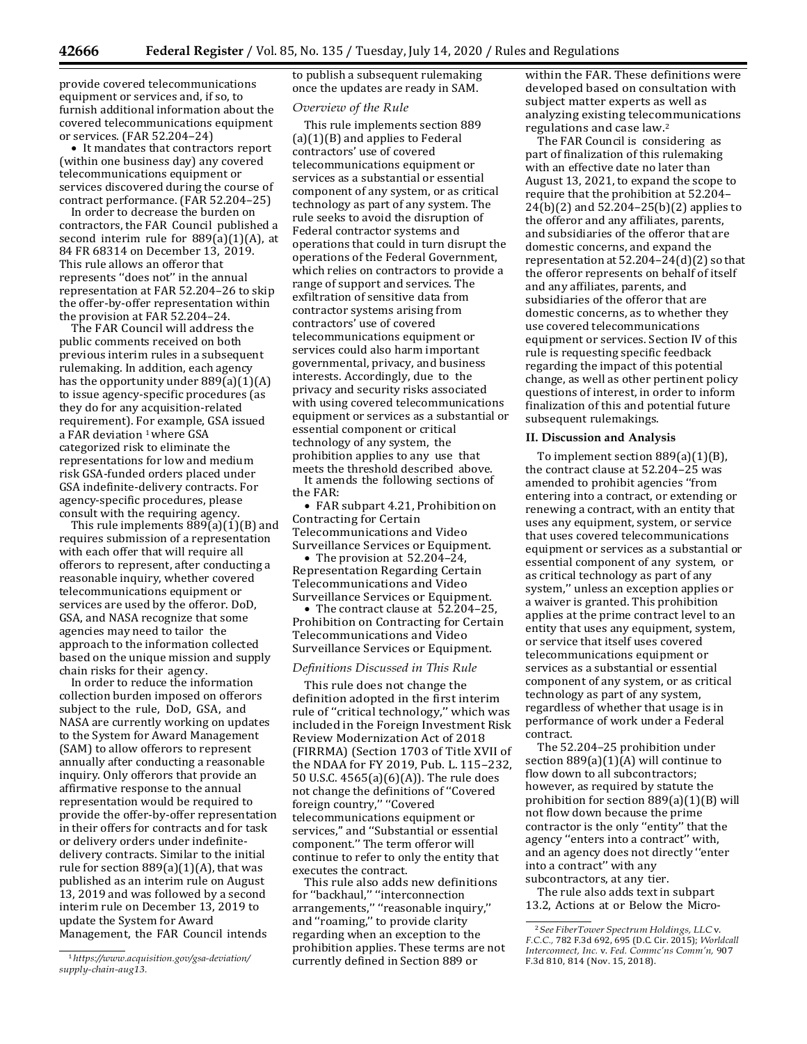provide covered telecommunications equipment or services and, if so, to furnish additional information about the covered telecommunications equipment or services. (FAR 52.204–24)

- It mandates that contractors report (within one business day) any covered telecommunications equipment or services discovered during the course of contract performance. (FAR 52.204–25)

In order to decrease the burden on contractors, the FAR Council published a second interim rule for 889(a)(1)(A), at 84 FR 68314 on December 13, 2019. This rule allows an offeror that represents ''does not'' in the annual representation at FAR 52.204–26 to skip the offer-by-offer representation within the provision at FAR 52.204–24.

The FAR Council will address the public comments received on both previous interim rules in a subsequent rulemaking. In addition, each agency has the opportunity under 889(a)(1)(A) to issue agency-specific procedures (as they do for any acquisition-related requirement). For example, GSA issued a FAR deviation [1] where GSA categorized risk to eliminate the representations for low and medium risk GSA-funded orders placed under GSA indefinite-delivery contracts. For agency-specific procedures, please consult with the requiring agency.

This rule implements 889(a)(1)(B) and requires submission of a representation with each offer that will require all offerors to represent, after conducting a reasonable inquiry, whether covered telecommunications equipment or services are used by the offeror. DoD, GSA, and NASA recognize that some agencies may need to tailor the approach to the information collected based on the unique mission and supply chain risks for their agency.

In order to reduce the information collection burden imposed on offerors subject to the rule, DoD, GSA, and NASA are currently working on updates to the System for Award Management (SAM) to allow offerors to represent annually after conducting a reasonable inquiry. Only offerors that provide an affirmative response to the annual representation would be required to provide the offer-by-offer representation in their offers for contracts and for task or delivery orders under indefinite-delivery contracts. Similar to the initial rule for section 889(a)(1)(A), that was published as an interim rule on August 13, 2019 and was followed by a second interim rule on December 13, 2019 to update the System for Award Management, the FAR Council intends to publish a subsequent rulemaking once the updates are ready in SAM.

*Overview of the Rule*

This rule implements section 889 (a)(1)(B) and applies to Federal contractors' use of covered telecommunications equipment or services as a substantial or essential component of any system, or as critical technology as part of any system. The rule seeks to avoid the disruption of Federal contractor systems and operations that could in turn disrupt the operations of the Federal Government, which relies on contractors to provide a range of support and services. The exfiltration of sensitive data from contractor systems arising from contractors' use of covered telecommunications equipment or services could also harm important governmental, privacy, and business interests. Accordingly, due to the privacy and security risks associated with using covered telecommunications equipment or services as a substantial or essential component or critical technology of any system, the prohibition applies to any use that meets the threshold described above.

It amends the following sections of the FAR:

- FAR subpart 4.21, Prohibition on Contracting for Certain Telecommunications and Video Surveillance Services or Equipment.
- The provision at 52.204–24, Representation Regarding Certain Telecommunications and Video Surveillance Services or Equipment.
- The contract clause at 52.204–25, Prohibition on Contracting for Certain Telecommunications and Video Surveillance Services or Equipment.

*Definitions Discussed in This Rule*

This rule does not change the definition adopted in the first interim rule of ''critical technology,'' which was included in the Foreign Investment Risk Review Modernization Act of 2018 (FIRRMA) (Section 1703 of Title XVII of the NDAA for FY 2019, Pub. L. 115–232, 50 U.S.C. 4565(a)(6)(A)). The rule does not change the definitions of ''Covered foreign country,'' ''Covered telecommunications equipment or services,'' and ''Substantial or essential component.'' The term offeror will continue to refer to only the entity that executes the contract.

This rule also adds new definitions for ''backhaul,'' ''interconnection arrangements,'' ''reasonable inquiry,'' and ''roaming,'' to provide clarity regarding when an exception to the prohibition applies. These terms are not currently defined in Section 889 or within the FAR. These definitions were developed based on consultation with subject matter experts as well as analyzing existing telecommunications regulations and case law.[2]

The FAR Council is considering as part of finalization of this rulemaking with an effective date no later than August 13, 2021, to expand the scope to require that the prohibition at 52.204–24(b)(2) and 52.204–25(b)(2) applies to the offeror and any affiliates, parents, and subsidiaries of the offeror that are domestic concerns, and expand the representation at 52.204–24(d)(2) so that the offeror represents on behalf of itself and any affiliates, parents, and subsidiaries of the offeror that are domestic concerns, as to whether they use covered telecommunications equipment or services. Section IV of this rule is requesting specific feedback regarding the impact of this potential change, as well as other pertinent policy questions of interest, in order to inform finalization of this and potential future subsequent rulemakings.

## II. Discussion and Analysis

To implement section 889(a)(1)(B), the contract clause at 52.204–25 was amended to prohibit agencies ''from entering into a contract, or extending or renewing a contract, with an entity that uses any equipment, system, or service that uses covered telecommunications equipment or services as a substantial or essential component of any system, or as critical technology as part of any system,'' unless an exception applies or a waiver is granted. This prohibition applies at the prime contract level to an entity that uses any equipment, system, or service that itself uses covered telecommunications equipment or services as a substantial or essential component of any system, or as critical technology as part of any system, regardless of whether that usage is in performance of work under a Federal contract.

The 52.204–25 prohibition under section 889(a)(1)(A) will continue to flow down to all subcontractors; however, as required by statute the prohibition for section 889(a)(1)(B) will not flow down because the prime contractor is the only ''entity'' that the agency ''enters into a contract'' with, and an agency does not directly ''enter into a contract'' with any subcontractors, at any tier.

The rule also adds text in subpart 13.2, Actions at or Below the Micro-

[1] *https://www.acquisition.gov/gsa-deviation/supply-chain-aug13.*

[2] *See FiberTower Spectrum Holdings, LLC* v. *F.C.C.,* 782 F.3d 692, 695 (D.C. Cir. 2015); *Worldcall Interconnect, Inc.* v. *Fed. Commc'ns Comm'n,* 907 F.3d 810, 814 (Nov. 15, 2018).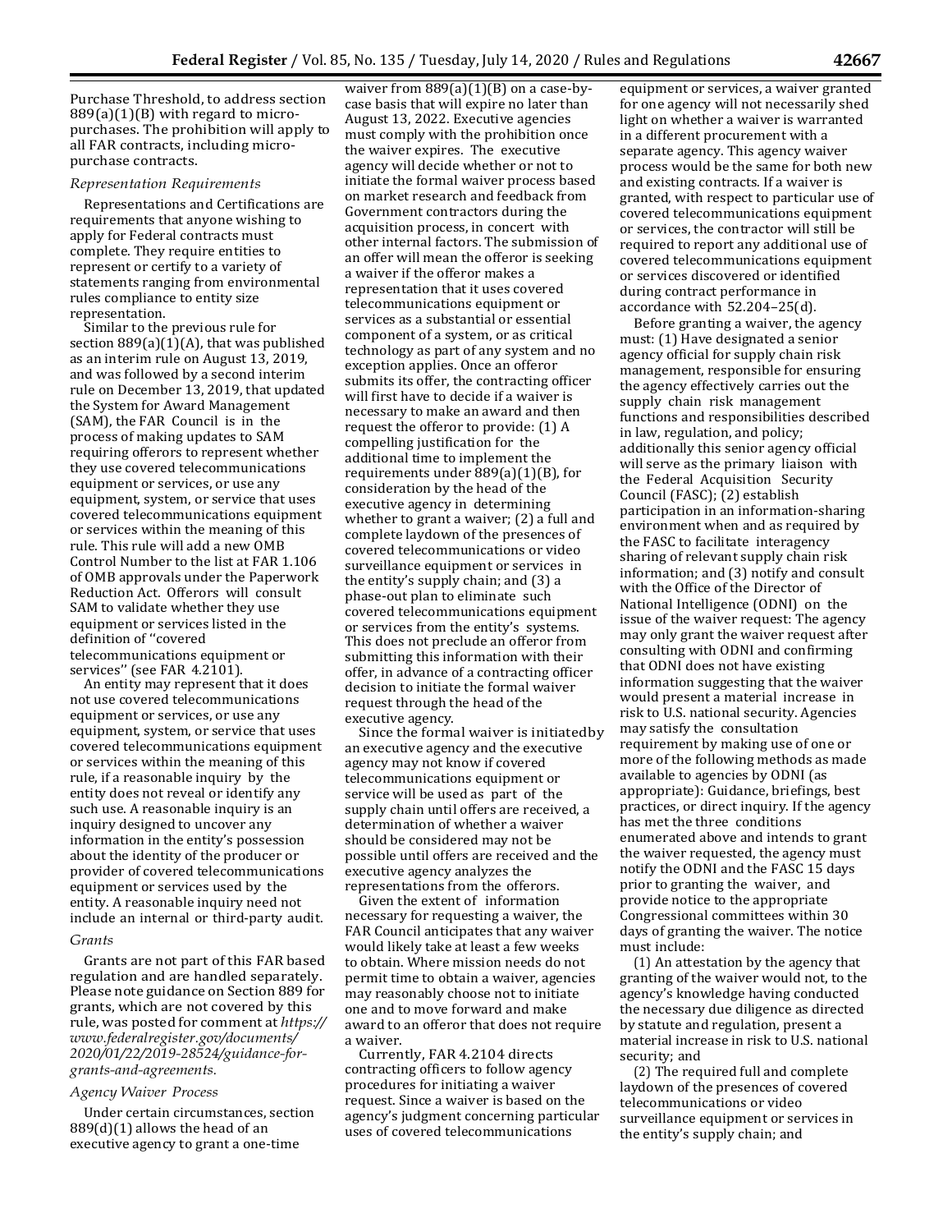Purchase Threshold, to address section 889(a)(1)(B) with regard to micro-purchases. The prohibition will apply to all FAR contracts, including micro-purchase contracts.

*Representation Requirements*

Representations and Certifications are requirements that anyone wishing to apply for Federal contracts must complete. They require entities to represent or certify to a variety of statements ranging from environmental rules compliance to entity size representation.

Similar to the previous rule for section 889(a)(1)(A), that was published as an interim rule on August 13, 2019, and was followed by a second interim rule on December 13, 2019, that updated the System for Award Management (SAM), the FAR Council is in the process of making updates to SAM requiring offerors to represent whether they use covered telecommunications equipment or services, or use any equipment, system, or service that uses covered telecommunications equipment or services within the meaning of this rule. This rule will add a new OMB Control Number to the list at FAR 1.106 of OMB approvals under the Paperwork Reduction Act. Offerors will consult SAM to validate whether they use equipment or services listed in the definition of ''covered telecommunications equipment or services'' (see FAR 4.2101).

An entity may represent that it does not use covered telecommunications equipment or services, or use any equipment, system, or service that uses covered telecommunications equipment or services within the meaning of this rule, if a reasonable inquiry by the entity does not reveal or identify any such use. A reasonable inquiry is an inquiry designed to uncover any information in the entity's possession about the identity of the producer or provider of covered telecommunications equipment or services used by the entity. A reasonable inquiry need not include an internal or third-party audit.

*Grants*

Grants are not part of this FAR based regulation and are handled separately. Please note guidance on Section 889 for grants, which are not covered by this rule, was posted for comment at *https://www.federalregister.gov/documents/2020/01/22/2019-28524/guidance-for-grants-and-agreements.*

*Agency Waiver Process*

Under certain circumstances, section 889(d)(1) allows the head of an executive agency to grant a one-time waiver from 889(a)(1)(B) on a case-by-case basis that will expire no later than August 13, 2022. Executive agencies must comply with the prohibition once the waiver expires. The executive agency will decide whether or not to initiate the formal waiver process based on market research and feedback from Government contractors during the acquisition process, in concert with other internal factors. The submission of an offer will mean the offeror is seeking a waiver if the offeror makes a representation that it uses covered telecommunications equipment or services as a substantial or essential component of a system, or as critical technology as part of any system and no exception applies. Once an offeror submits its offer, the contracting officer will first have to decide if a waiver is necessary to make an award and then request the offeror to provide: (1) A compelling justification for the additional time to implement the requirements under 889(a)(1)(B), for consideration by the head of the executive agency in determining whether to grant a waiver; (2) a full and complete laydown of the presences of covered telecommunications or video surveillance equipment or services in the entity's supply chain; and (3) a phase-out plan to eliminate such covered telecommunications equipment or services from the entity's systems. This does not preclude an offeror from submitting this information with their offer, in advance of a contracting officer decision to initiate the formal waiver request through the head of the executive agency.

Since the formal waiver is initiatedby an executive agency and the executive agency may not know if covered telecommunications equipment or service will be used as part of the supply chain until offers are received, a determination of whether a waiver should be considered may not be possible until offers are received and the executive agency analyzes the representations from the offerors.

Given the extent of information necessary for requesting a waiver, the FAR Council anticipates that any waiver would likely take at least a few weeks to obtain. Where mission needs do not permit time to obtain a waiver, agencies may reasonably choose not to initiate one and to move forward and make award to an offeror that does not require a waiver.

Currently, FAR 4.2104 directs contracting officers to follow agency procedures for initiating a waiver request. Since a waiver is based on the agency's judgment concerning particular uses of covered telecommunications equipment or services, a waiver granted for one agency will not necessarily shed light on whether a waiver is warranted in a different procurement with a separate agency. This agency waiver process would be the same for both new and existing contracts. If a waiver is granted, with respect to particular use of covered telecommunications equipment or services, the contractor will still be required to report any additional use of covered telecommunications equipment or services discovered or identified during contract performance in accordance with 52.204–25(d).

Before granting a waiver, the agency must: (1) Have designated a senior agency official for supply chain risk management, responsible for ensuring the agency effectively carries out the supply chain risk management functions and responsibilities described in law, regulation, and policy; additionally this senior agency official will serve as the primary liaison with the Federal Acquisition Security Council (FASC); (2) establish participation in an information-sharing environment when and as required by the FASC to facilitate interagency sharing of relevant supply chain risk information; and (3) notify and consult with the Office of the Director of National Intelligence (ODNI) on the issue of the waiver request: The agency may only grant the waiver request after consulting with ODNI and confirming that ODNI does not have existing information suggesting that the waiver would present a material increase in risk to U.S. national security. Agencies may satisfy the consultation requirement by making use of one or more of the following methods as made available to agencies by ODNI (as appropriate): Guidance, briefings, best practices, or direct inquiry. If the agency has met the three conditions enumerated above and intends to grant the waiver requested, the agency must notify the ODNI and the FASC 15 days prior to granting the waiver, and provide notice to the appropriate Congressional committees within 30 days of granting the waiver. The notice must include:

(1) An attestation by the agency that granting of the waiver would not, to the agency's knowledge having conducted the necessary due diligence as directed by statute and regulation, present a material increase in risk to U.S. national security; and

(2) The required full and complete laydown of the presences of covered telecommunications or video surveillance equipment or services in the entity's supply chain; and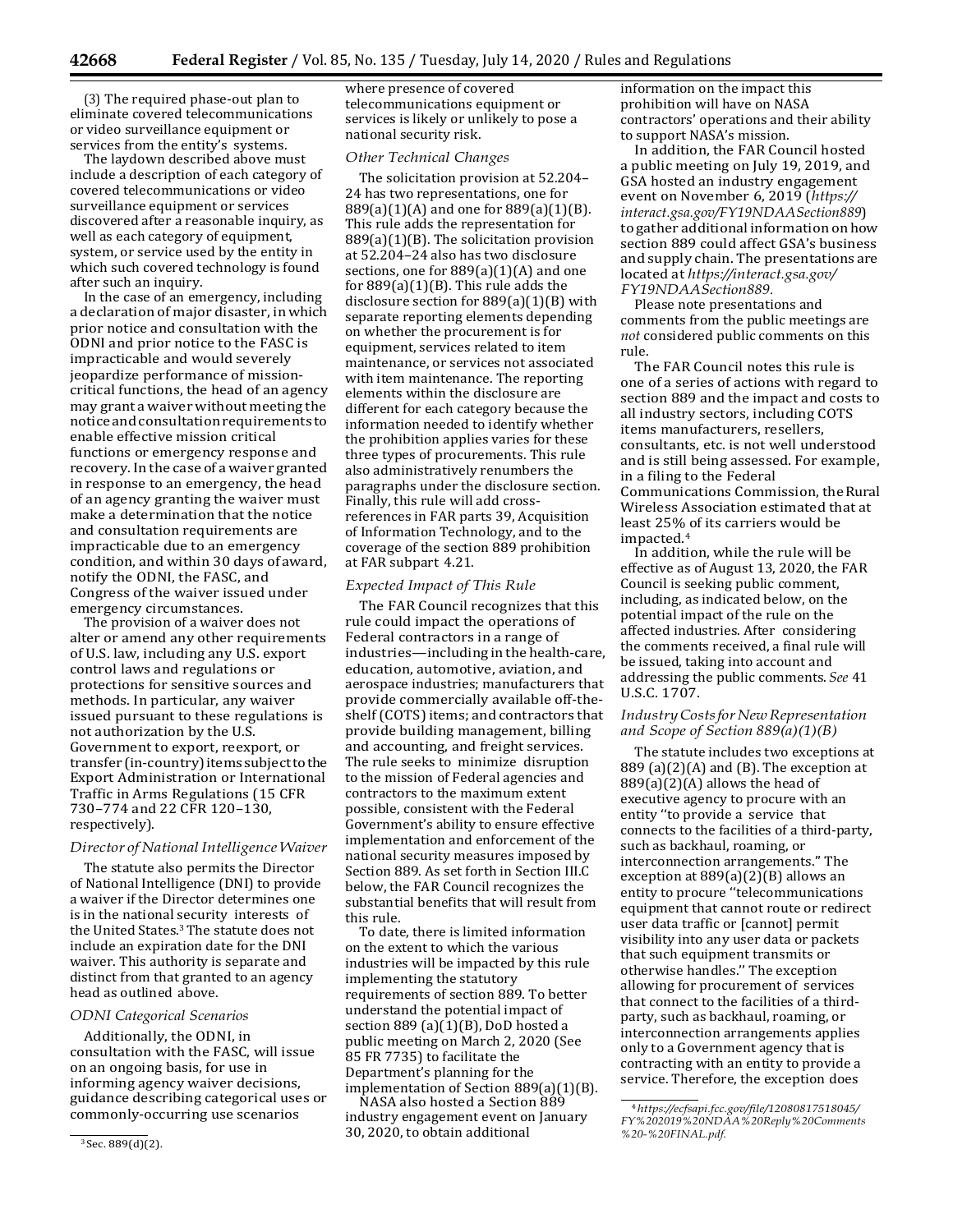(3) The required phase-out plan to eliminate covered telecommunications or video surveillance equipment or services from the entity's systems.

The laydown described above must include a description of each category of covered telecommunications or video surveillance equipment or services discovered after a reasonable inquiry, as well as each category of equipment, system, or service used by the entity in which such covered technology is found after such an inquiry.

In the case of an emergency, including a declaration of major disaster, in which prior notice and consultation with the ODNI and prior notice to the FASC is impracticable and would severely jeopardize performance of mission-critical functions, the head of an agency may grant a waiver without meeting the notice and consultation requirements to enable effective mission critical functions or emergency response and recovery. In the case of a waiver granted in response to an emergency, the head of an agency granting the waiver must make a determination that the notice and consultation requirements are impracticable due to an emergency condition, and within 30 days of award, notify the ODNI, the FASC, and Congress of the waiver issued under emergency circumstances.

The provision of a waiver does not alter or amend any other requirements of U.S. law, including any U.S. export control laws and regulations or protections for sensitive sources and methods. In particular, any waiver issued pursuant to these regulations is not authorization by the U.S. Government to export, reexport, or transfer (in-country) items subject to the Export Administration or International Traffic in Arms Regulations (15 CFR 730–774 and 22 CFR 120–130, respectively).

*Director of National Intelligence Waiver*

The statute also permits the Director of National Intelligence (DNI) to provide a waiver if the Director determines one is in the national security interests of the United States.[3] The statute does not include an expiration date for the DNI waiver. This authority is separate and distinct from that granted to an agency head as outlined above.

*ODNI Categorical Scenarios*

Additionally, the ODNI, in consultation with the FASC, will issue on an ongoing basis, for use in informing agency waiver decisions, guidance describing categorical uses or commonly-occurring use scenarios where presence of covered telecommunications equipment or services is likely or unlikely to pose a national security risk.

*Other Technical Changes*

The solicitation provision at 52.204–24 has two representations, one for 889(a)(1)(A) and one for 889(a)(1)(B). This rule adds the representation for 889(a)(1)(B). The solicitation provision at 52.204–24 also has two disclosure sections, one for 889(a)(1)(A) and one for 889(a)(1)(B). This rule adds the disclosure section for 889(a)(1)(B) with separate reporting elements depending on whether the procurement is for equipment, services related to item maintenance, or services not associated with item maintenance. The reporting elements within the disclosure are different for each category because the information needed to identify whether the prohibition applies varies for these three types of procurements. This rule also administratively renumbers the paragraphs under the disclosure section. Finally, this rule will add cross-references in FAR parts 39, Acquisition of Information Technology, and to the coverage of the section 889 prohibition at FAR subpart 4.21.

*Expected Impact of This Rule*

The FAR Council recognizes that this rule could impact the operations of Federal contractors in a range of industries—including in the health-care, education, automotive, aviation, and aerospace industries; manufacturers that provide commercially available off-the-shelf (COTS) items; and contractors that provide building management, billing and accounting, and freight services. The rule seeks to minimize disruption to the mission of Federal agencies and contractors to the maximum extent possible, consistent with the Federal Government's ability to ensure effective implementation and enforcement of the national security measures imposed by Section 889. As set forth in Section III.C below, the FAR Council recognizes the substantial benefits that will result from this rule.

To date, there is limited information on the extent to which the various industries will be impacted by this rule implementing the statutory requirements of section 889. To better understand the potential impact of section 889 (a)(1)(B), DoD hosted a public meeting on March 2, 2020 (See 85 FR 7735) to facilitate the Department's planning for the implementation of Section 889(a)(1)(B).

NASA also hosted a Section 889 industry engagement event on January 30, 2020, to obtain additional information on the impact this prohibition will have on NASA contractors' operations and their ability to support NASA's mission.

In addition, the FAR Council hosted a public meeting on July 19, 2019, and GSA hosted an industry engagement event on November 6, 2019 (*https://interact.gsa.gov/FY19NDAASection889*) to gather additional information on how section 889 could affect GSA's business and supply chain. The presentations are located at *https://interact.gsa.gov/FY19NDAASection889*.

Please note presentations and comments from the public meetings are *not* considered public comments on this rule.

The FAR Council notes this rule is one of a series of actions with regard to section 889 and the impact and costs to all industry sectors, including COTS items manufacturers, resellers, consultants, etc. is not well understood and is still being assessed. For example, in a filing to the Federal Communications Commission, the Rural Wireless Association estimated that at least 25% of its carriers would be impacted.[4]

In addition, while the rule will be effective as of August 13, 2020, the FAR Council is seeking public comment, including, as indicated below, on the potential impact of the rule on the affected industries. After considering the comments received, a final rule will be issued, taking into account and addressing the public comments. *See* 41 U.S.C. 1707.

*Industry Costs for New Representation and Scope of Section 889(a)(1)(B)*

The statute includes two exceptions at 889 (a)(2)(A) and (B). The exception at 889(a)(2)(A) allows the head of executive agency to procure with an entity ''to provide a service that connects to the facilities of a third-party, such as backhaul, roaming, or interconnection arrangements.'' The exception at 889(a)(2)(B) allows an entity to procure ''telecommunications equipment that cannot route or redirect user data traffic or [cannot] permit visibility into any user data or packets that such equipment transmits or otherwise handles.'' The exception allowing for procurement of services that connect to the facilities of a third-party, such as backhaul, roaming, or interconnection arrangements applies only to a Government agency that is contracting with an entity to provide a service. Therefore, the exception does

---

[3] Sec. 889(d)(2).

[4] *https://ecfsapi.fcc.gov/file/12080817518045/FY%202019%20NDAA%20Reply%20Comments%20-%20FINAL.pdf.*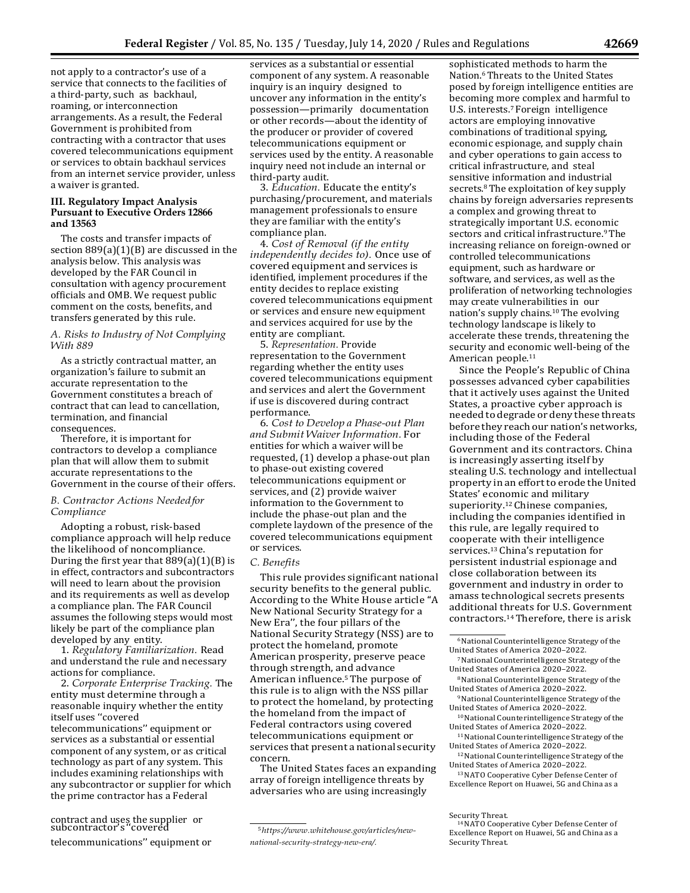not apply to a contractor's use of a service that connects to the facilities of a third-party, such as backhaul, roaming, or interconnection arrangements. As a result, the Federal Government is prohibited from contracting with a contractor that uses covered telecommunications equipment or services to obtain backhaul services from an internet service provider, unless a waiver is granted.

## III. Regulatory Impact Analysis Pursuant to Executive Orders 12866 and 13563

The costs and transfer impacts of section 889(a)(1)(B) are discussed in the analysis below. This analysis was developed by the FAR Council in consultation with agency procurement officials and OMB. We request public comment on the costs, benefits, and transfers generated by this rule.

### *A. Risks to Industry of Not Complying With 889*

As a strictly contractual matter, an organization's failure to submit an accurate representation to the Government constitutes a breach of contract that can lead to cancellation, termination, and financial consequences.

Therefore, it is important for contractors to develop a compliance plan that will allow them to submit accurate representations to the Government in the course of their offers.

### *B. Contractor Actions Needed for Compliance*

Adopting a robust, risk-based compliance approach will help reduce the likelihood of noncompliance. During the first year that 889(a)(1)(B) is in effect, contractors and subcontractors will need to learn about the provision and its requirements as well as develop a compliance plan. The FAR Council assumes the following steps would most likely be part of the compliance plan developed by any entity.

1. *Regulatory Familiarization.* Read and understand the rule and necessary actions for compliance.

2. *Corporate Enterprise Tracking.* The entity must determine through a reasonable inquiry whether the entity itself uses ''covered telecommunications'' equipment or services as a substantial or essential component of any system, or as critical technology as part of any system. This includes examining relationships with any subcontractor or supplier for which the prime contractor has a Federal contract and uses the supplier or subcontractor's ''covered telecommunications'' equipment or services as a substantial or essential component of any system. A reasonable inquiry is an inquiry designed to uncover any information in the entity's possession—primarily documentation or other records—about the identity of the producer or provider of covered telecommunications equipment or services used by the entity. A reasonable inquiry need not include an internal or third-party audit.

3. *Education.* Educate the entity's purchasing/procurement, and materials management professionals to ensure they are familiar with the entity's compliance plan.

4. *Cost of Removal (if the entity independently decides to).* Once use of covered equipment and services is identified, implement procedures if the entity decides to replace existing covered telecommunications equipment or services and ensure new equipment and services acquired for use by the entity are compliant.

5. *Representation.* Provide representation to the Government regarding whether the entity uses covered telecommunications equipment and services and alert the Government if use is discovered during contract performance.

6. *Cost to Develop a Phase-out Plan and Submit Waiver Information.* For entities for which a waiver will be requested, (1) develop a phase-out plan to phase-out existing covered telecommunications equipment or services, and (2) provide waiver information to the Government to include the phase-out plan and the complete laydown of the presence of the covered telecommunications equipment or services.

### *C. Benefits*

This rule provides significant national security benefits to the general public. According to the White House article "A New National Security Strategy for a New Era'', the four pillars of the National Security Strategy (NSS) are to protect the homeland, promote American prosperity, preserve peace through strength, and advance American influence.[5] The purpose of this rule is to align with the NSS pillar to protect the homeland, by protecting the homeland from the impact of Federal contractors using covered telecommunications equipment or services that present a national security concern.

The United States faces an expanding array of foreign intelligence threats by adversaries who are using increasingly sophisticated methods to harm the Nation.[6] Threats to the United States posed by foreign intelligence entities are becoming more complex and harmful to U.S. interests.[7] Foreign intelligence actors are employing innovative combinations of traditional spying, economic espionage, and supply chain and cyber operations to gain access to critical infrastructure, and steal sensitive information and industrial secrets.[8] The exploitation of key supply chains by foreign adversaries represents a complex and growing threat to strategically important U.S. economic sectors and critical infrastructure.[9] The increasing reliance on foreign-owned or controlled telecommunications equipment, such as hardware or software, and services, as well as the proliferation of networking technologies may create vulnerabilities in our nation's supply chains.[10] The evolving technology landscape is likely to accelerate these trends, threatening the security and economic well-being of the American people.[11]

Since the People's Republic of China possesses advanced cyber capabilities that it actively uses against the United States, a proactive cyber approach is needed to degrade or deny these threats before they reach our nation's networks, including those of the Federal Government and its contractors. China is increasingly asserting itself by stealing U.S. technology and intellectual property in an effort to erode the United States' economic and military superiority.[12] Chinese companies, including the companies identified in this rule, are legally required to cooperate with their intelligence services.[13] China's reputation for persistent industrial espionage and close collaboration between its government and industry in order to amass technological secrets presents additional threats for U.S. Government contractors.[14] Therefore, there is a risk

---

[5] *https://www.whitehouse.gov/articles/new-national-security-strategy-new-era/.*

[6] National Counterintelligence Strategy of the United States of America 2020–2022.

[7] National Counterintelligence Strategy of the United States of America 2020–2022.

[8] National Counterintelligence Strategy of the United States of America 2020–2022.

[9] National Counterintelligence Strategy of the United States of America 2020–2022.

[10] National Counterintelligence Strategy of the United States of America 2020–2022.

[11] National Counterintelligence Strategy of the United States of America 2020–2022.

[12] National Counterintelligence Strategy of the United States of America 2020–2022.

[13] NATO Cooperative Cyber Defense Center of Excellence Report on Huawei, 5G and China as a Security Threat.

[14] NATO Cooperative Cyber Defense Center of Excellence Report on Huawei, 5G and China as a Security Threat.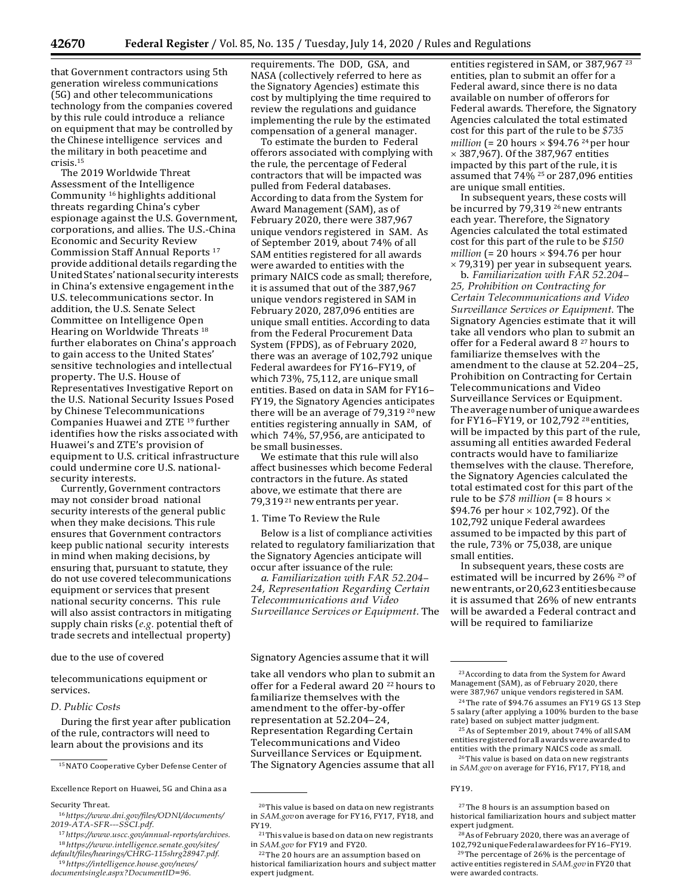that Government contractors using 5th generation wireless communications (5G) and other telecommunications technology from the companies covered by this rule could introduce a reliance on equipment that may be controlled by the Chinese intelligence services and the military in both peacetime and crisis.[15]

The 2019 Worldwide Threat Assessment of the Intelligence Community [16] highlights additional threats regarding China's cyber espionage against the U.S. Government, corporations, and allies. The U.S.-China Economic and Security Review Commission Staff Annual Reports [17] provide additional details regarding the United States' national security interests in China's extensive engagement in the U.S. telecommunications sector. In addition, the U.S. Senate Select Committee on Intelligence Open Hearing on Worldwide Threats [18] further elaborates on China's approach to gain access to the United States' sensitive technologies and intellectual property. The U.S. House of Representatives Investigative Report on the U.S. National Security Issues Posed by Chinese Telecommunications Companies Huawei and ZTE [19] further identifies how the risks associated with Huawei's and ZTE's provision of equipment to U.S. critical infrastructure could undermine core U.S. national-security interests.

Currently, Government contractors may not consider broad national security interests of the general public when they make decisions. This rule ensures that Government contractors keep public national security interests in mind when making decisions, by ensuring that, pursuant to statute, they do not use covered telecommunications equipment or services that present national security concerns. This rule will also assist contractors in mitigating supply chain risks (*e.g.* potential theft of trade secrets and intellectual property) due to the use of covered telecommunications equipment or services.

*D. Public Costs*

During the first year after publication of the rule, contractors will need to learn about the provisions and its requirements. The DOD, GSA, and NASA (collectively referred to here as the Signatory Agencies) estimate this cost by multiplying the time required to review the regulations and guidance implementing the rule by the estimated compensation of a general manager.

To estimate the burden to Federal offerors associated with complying with the rule, the percentage of Federal contractors that will be impacted was pulled from Federal databases. According to data from the System for Award Management (SAM), as of February 2020, there were 387,967 unique vendors registered in SAM. As of September 2019, about 74% of all SAM entities registered for all awards were awarded to entities with the primary NAICS code as small; therefore, it is assumed that out of the 387,967 unique vendors registered in SAM in February 2020, 287,096 entities are unique small entities. According to data from the Federal Procurement Data System (FPDS), as of February 2020, there was an average of 102,792 unique Federal awardees for FY16–FY19, of which 73%, 75,112, are unique small entities. Based on data in SAM for FY16–FY19, the Signatory Agencies anticipates there will be an average of 79,319 [20] new entities registering annually in SAM, of which 74%, 57,956, are anticipated to be small businesses.

We estimate that this rule will also affect businesses which become Federal contractors in the future. As stated above, we estimate that there are 79,319 [21] new entrants per year.

1. Time To Review the Rule

Below is a list of compliance activities related to regulatory familiarization that the Signatory Agencies anticipate will occur after issuance of the rule:

*a. Familiarization with FAR 52.204–24, Representation Regarding Certain Telecommunications and Video Surveillance Services or Equipment.* The Signatory Agencies assume that it will take all vendors who plan to submit an offer for a Federal award 20 [22] hours to familiarize themselves with the amendment to the offer-by-offer representation at 52.204–24, Representation Regarding Certain Telecommunications and Video Surveillance Services or Equipment. The Signatory Agencies assume that all entities registered in SAM, or 387,967 [23] entities, plan to submit an offer for a Federal award, since there is no data available on number of offerors for Federal awards. Therefore, the Signatory Agencies calculated the total estimated cost for this part of the rule to be *$735 million* (= 20 hours × $94.76 [24] per hour × 387,967). Of the 387,967 entities impacted by this part of the rule, it is assumed that 74% [25] or 287,096 entities are unique small entities.

In subsequent years, these costs will be incurred by 79,319 [26] new entrants each year. Therefore, the Signatory Agencies calculated the total estimated cost for this part of the rule to be *$150 million* (= 20 hours × $94.76 per hour × 79,319) per year in subsequent years.

b. *Familiarization with FAR 52.204–25, Prohibition on Contracting for Certain Telecommunications and Video Surveillance Services or Equipment.* The Signatory Agencies estimate that it will take all vendors who plan to submit an offer for a Federal award 8 [27] hours to familiarize themselves with the amendment to the clause at 52.204–25, Prohibition on Contracting for Certain Telecommunications and Video Surveillance Services or Equipment. The average number of unique awardees for FY16–FY19, or 102,792 [28] entities, will be impacted by this part of the rule, assuming all entities awarded Federal contracts would have to familiarize themselves with the clause. Therefore, the Signatory Agencies calculated the total estimated cost for this part of the rule to be *$78 million* (= 8 hours × $94.76 per hour × 102,792). Of the 102,792 unique Federal awardees assumed to be impacted by this part of the rule, 73% or 75,038, are unique small entities.

In subsequent years, these costs are estimated will be incurred by 26% [29] of new entrants, or 20,623 entities because it is assumed that 26% of new entrants will be awarded a Federal contract and will be required to familiarize

---

[15] NATO Cooperative Cyber Defense Center of Excellence Report on Huawei, 5G and China as a Security Threat.

[16] *https://www.dni.gov/files/ODNI/documents/2019-ATA-SFR---SSCI.pdf*.

[17] *https://www.uscc.gov/annual-reports/archives*.

[18] *https://www.intelligence.senate.gov/sites/default/files/hearings/CHRG-115shrg28947.pdf*.

[19] *https://intelligence.house.gov/news/documentsingle.aspx?DocumentID=96*.

[20] This value is based on data on new registrants in *SAM.gov* on average for FY16, FY17, FY18, and FY19.

[21] This value is based on data on new registrants in *SAM.gov* for FY19 and FY20.

[22] The 20 hours are an assumption based on historical familiarization hours and subject matter expert judgment.

[23] According to data from the System for Award Management (SAM), as of February 2020, there were 387,967 unique vendors registered in SAM.

[24] The rate of $94.76 assumes an FY19 GS 13 Step 5 salary (after applying a 100% burden to the base rate) based on subject matter judgment.

[25] As of September 2019, about 74% of all SAM entities registered for all awards were awarded to entities with the primary NAICS code as small.

[26] This value is based on data on new registrants in *SAM.gov* on average for FY16, FY17, FY18, and FY19.

[27] The 8 hours is an assumption based on historical familiarization hours and subject matter expert judgment.

[28] As of February 2020, there was an average of 102,792 unique Federal awardees for FY16–FY19.

[29] The percentage of 26% is the percentage of active entities registered in *SAM.gov* in FY20 that were awarded contracts.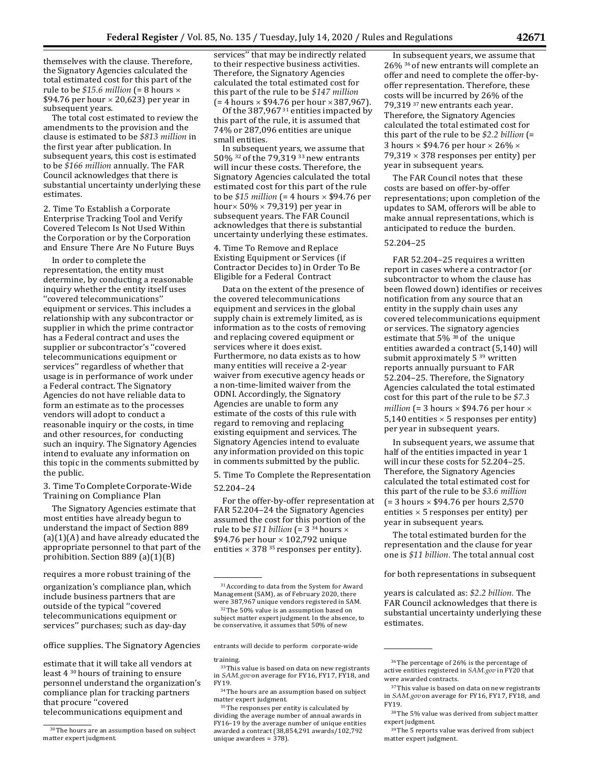themselves with the clause. Therefore, the Signatory Agencies calculated the total estimated cost for this part of the rule to be *$15.6 million* (= 8 hours × $94.76 per hour × 20,623) per year in subsequent years.

The total cost estimated to review the amendments to the provision and the clause is estimated to be *$813 million* in the first year after publication. In subsequent years, this cost is estimated to be *$166 million* annually. The FAR Council acknowledges that there is substantial uncertainty underlying these estimates.

2. Time To Establish a Corporate Enterprise Tracking Tool and Verify Covered Telecom Is Not Used Within the Corporation or by the Corporation and Ensure There Are No Future Buys

In order to complete the representation, the entity must determine, by conducting a reasonable inquiry whether the entity itself uses ''covered telecommunications'' equipment or services. This includes a relationship with any subcontractor or supplier in which the prime contractor has a Federal contract and uses the supplier or subcontractor's ''covered telecommunications equipment or services'' regardless of whether that usage is in performance of work under a Federal contract. The Signatory Agencies do not have reliable data to form an estimate as to the processes vendors will adopt to conduct a reasonable inquiry or the costs, in time and other resources, for conducting such an inquiry. The Signatory Agencies intend to evaluate any information on this topic in the comments submitted by the public.

3. Time To Complete Corporate-Wide Training on Compliance Plan

The Signatory Agencies estimate that most entities have already begun to understand the impact of Section 889 (a)(1)(A) and have already educated the appropriate personnel to that part of the prohibition. Section 889 (a)(1)(B) requires a more robust training of the organization's compliance plan, which include business partners that are outside of the typical ''covered telecommunications equipment or services'' purchases; such as day-day office supplies. The Signatory Agencies estimate that it will take all vendors at least 4 [30] hours of training to ensure personnel understand the organization's compliance plan for tracking partners that procure ''covered telecommunications equipment and services'' that may be indirectly related to their respective business activities. Therefore, the Signatory Agencies calculated the total estimated cost for this part of the rule to be *$147 million* (= 4 hours × $94.76 per hour × 387,967).

Of the 387,967 [31] entities impacted by this part of the rule, it is assumed that 74% or 287,096 entities are unique small entities.

In subsequent years, we assume that 50% [32] of the 79,319 [33] new entrants will incur these costs. Therefore, the Signatory Agencies calculated the total estimated cost for this part of the rule to be *$15 million* (= 4 hours × $94.76 per hour × 50% × 79,319) per year in subsequent years. The FAR Council acknowledges that there is substantial uncertainty underlying these estimates.

4. Time To Remove and Replace Existing Equipment or Services (if Contractor Decides to) in Order To Be Eligible for a Federal Contract

Data on the extent of the presence of the covered telecommunications equipment and services in the global supply chain is extremely limited, as is information as to the costs of removing and replacing covered equipment or services where it does exist. Furthermore, no data exists as to how many entities will receive a 2-year waiver from executive agency heads or a non-time-limited waiver from the ODNI. Accordingly, the Signatory Agencies are unable to form any estimate of the costs of this rule with regard to removing and replacing existing equipment and services. The Signatory Agencies intend to evaluate any information provided on this topic in comments submitted by the public.

5. Time To Complete the Representation

52.204–24

For the offer-by-offer representation at FAR 52.204–24 the Signatory Agencies assumed the cost for this portion of the rule to be *$11 billion* (= 3 [34] hours × $94.76 per hour × 102,792 unique entities × 378 [35] responses per entity).

In subsequent years, we assume that 26% [36] of new entrants will complete an offer and need to complete the offer-by-offer representation. Therefore, these costs will be incurred by 26% of the 79,319 [37] new entrants each year. Therefore, the Signatory Agencies calculated the total estimated cost for this part of the rule to be *$2.2 billion* (= 3 hours × $94.76 per hour × 26% × 79,319 × 378 responses per entity) per year in subsequent years.

The FAR Council notes that these costs are based on offer-by-offer representations; upon completion of the updates to SAM, offerors will be able to make annual representations, which is anticipated to reduce the burden.

52.204–25

FAR 52.204–25 requires a written report in cases where a contractor (or subcontractor to whom the clause has been flowed down) identifies or receives notification from any source that an entity in the supply chain uses any covered telecommunications equipment or services. The signatory agencies estimate that 5% [38] of the unique entities awarded a contract (5,140) will submit approximately 5 [39] written reports annually pursuant to FAR 52.204–25. Therefore, the Signatory Agencies calculated the total estimated cost for this part of the rule to be *$7.3 million* (= 3 hours × $94.76 per hour × 5,140 entities × 5 responses per entity) per year in subsequent years.

In subsequent years, we assume that half of the entities impacted in year 1 will incur these costs for 52.204–25. Therefore, the Signatory Agencies calculated the total estimated cost for this part of the rule to be *$3.6 million* (= 3 hours × $94.76 per hours 2,570 entities × 5 responses per entity) per year in subsequent years.

The total estimated burden for the representation and the clause for year one is *$11 billion.* The total annual cost for both representations in subsequent years is calculated as: *$2.2 billion.* The FAR Council acknowledges that there is substantial uncertainty underlying these estimates.

---

[30] The hours are an assumption based on subject matter expert judgment.

[31] According to data from the System for Award Management (SAM), as of February 2020, there were 387,967 unique vendors registered in SAM.

[32] The 50% value is an assumption based on subject matter expert judgment. In the absence, to be conservative, it assumes that 50% of new entrants will decide to perform corporate-wide training.

[33] This value is based on data on new registrants in *SAM.gov* on average for FY16, FY17, FY18, and FY19.

[34] The hours are an assumption based on subject matter expert judgment.

[35] The responses per entity is calculated by dividing the average number of annual awards in FY16–19 by the average number of unique entities awarded a contract (38,854,291 awards/102,792 unique awardees = 378).

[36] The percentage of 26% is the percentage of active entities registered in *SAM.gov* in FY20 that were awarded contracts.

[37] This value is based on data on new registrants in *SAM.gov* on average for FY16, FY17, FY18, and FY19.

[38] The 5% value was derived from subject matter expert judgment.

[39] The 5 reports value was derived from subject matter expert judgment.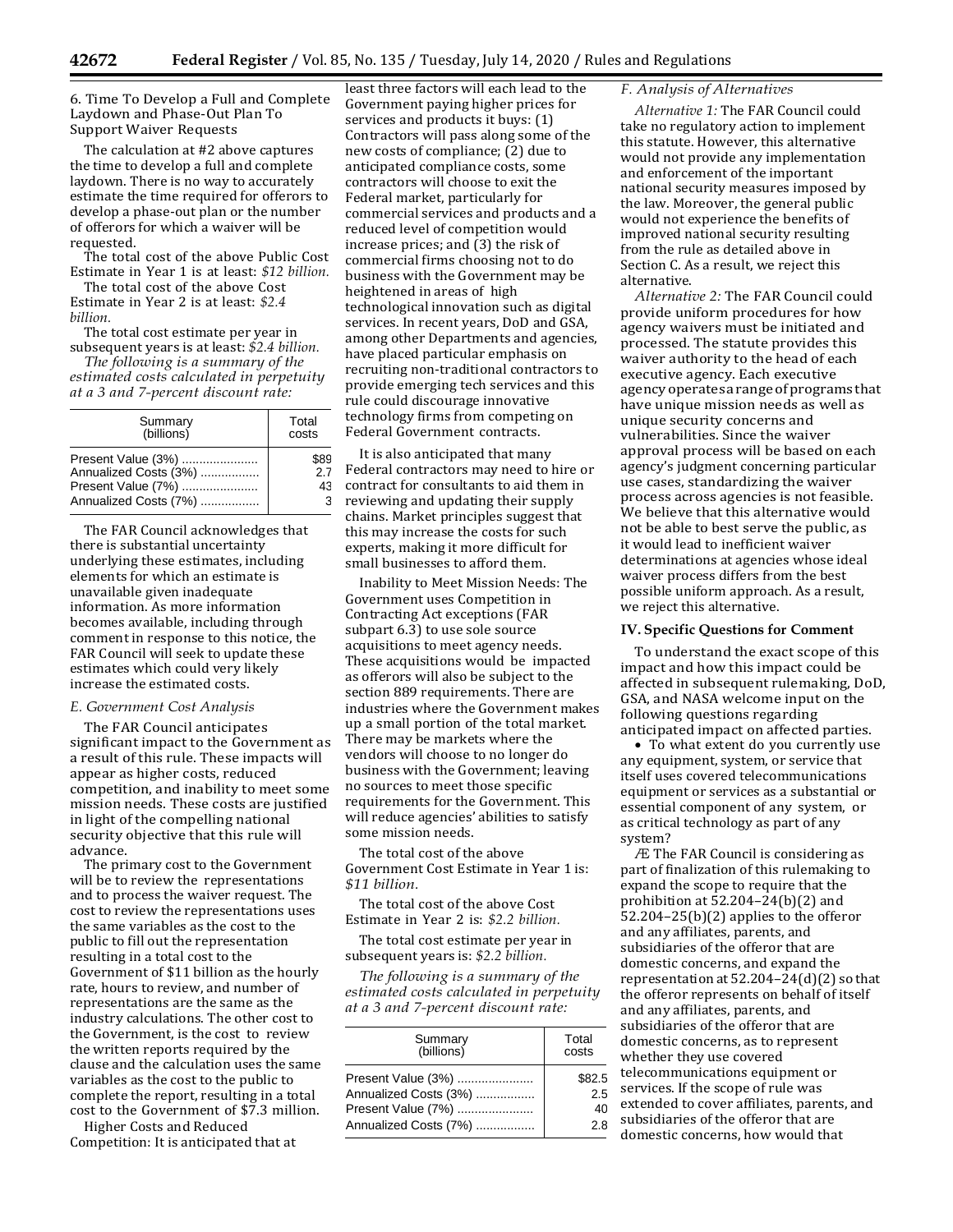6. Time To Develop a Full and Complete Laydown and Phase-Out Plan To Support Waiver Requests

The calculation at #2 above captures the time to develop a full and complete laydown. There is no way to accurately estimate the time required for offerors to develop a phase-out plan or the number of offerors for which a waiver will be requested.

The total cost of the above Public Cost Estimate in Year 1 is at least: *$12 billion.*

The total cost of the above Cost Estimate in Year 2 is at least: *$2.4 billion.*

The total cost estimate per year in subsequent years is at least: *$2.4 billion.*

*The following is a summary of the estimated costs calculated in perpetuity at a 3 and 7-percent discount rate:*

| Summary (billions) | Total costs |
|---|---|
| Present Value (3%) | $89 |
| Annualized Costs (3%) | 2.7 |
| Present Value (7%) | 43 |
| Annualized Costs (7%) | 3 |

The FAR Council acknowledges that there is substantial uncertainty underlying these estimates, including elements for which an estimate is unavailable given inadequate information. As more information becomes available, including through comment in response to this notice, the FAR Council will seek to update these estimates which could very likely increase the estimated costs.

*E. Government Cost Analysis*

The FAR Council anticipates significant impact to the Government as a result of this rule. These impacts will appear as higher costs, reduced competition, and inability to meet some mission needs. These costs are justified in light of the compelling national security objective that this rule will advance.

The primary cost to the Government will be to review the representations and to process the waiver request. The cost to review the representations uses the same variables as the cost to the public to fill out the representation resulting in a total cost to the Government of $11 billion as the hourly rate, hours to review, and number of representations are the same as the industry calculations. The other cost to the Government, is the cost to review the written reports required by the clause and the calculation uses the same variables as the cost to the public to complete the report, resulting in a total cost to the Government of $7.3 million.

Higher Costs and Reduced Competition: It is anticipated that at least three factors will each lead to the Government paying higher prices for services and products it buys: (1) Contractors will pass along some of the new costs of compliance; (2) due to anticipated compliance costs, some contractors will choose to exit the Federal market, particularly for commercial services and products and a reduced level of competition would increase prices; and (3) the risk of commercial firms choosing not to do business with the Government may be heightened in areas of high technological innovation such as digital services. In recent years, DoD and GSA, among other Departments and agencies, have placed particular emphasis on recruiting non-traditional contractors to provide emerging tech services and this rule could discourage innovative technology firms from competing on Federal Government contracts.

It is also anticipated that many Federal contractors may need to hire or contract for consultants to aid them in reviewing and updating their supply chains. Market principles suggest that this may increase the costs for such experts, making it more difficult for small businesses to afford them.

Inability to Meet Mission Needs: The Government uses Competition in Contracting Act exceptions (FAR subpart 6.3) to use sole source acquisitions to meet agency needs. These acquisitions would be impacted as offerors will also be subject to the section 889 requirements. There are industries where the Government makes up a small portion of the total market. There may be markets where the vendors will choose to no longer do business with the Government; leaving no sources to meet those specific requirements for the Government. This will reduce agencies' abilities to satisfy some mission needs.

The total cost of the above Government Cost Estimate in Year 1 is: *$11 billion.*

The total cost of the above Cost Estimate in Year 2 is: *$2.2 billion.*

The total cost estimate per year in subsequent years is: *$2.2 billion.*

*The following is a summary of the estimated costs calculated in perpetuity at a 3 and 7-percent discount rate:*

| Summary (billions) | Total costs |
|---|---|
| Present Value (3%) | $82.5 |
| Annualized Costs (3%) | 2.5 |
| Present Value (7%) | 40 |
| Annualized Costs (7%) | 2.8 |

*F. Analysis of Alternatives*

*Alternative 1:* The FAR Council could take no regulatory action to implement this statute. However, this alternative would not provide any implementation and enforcement of the important national security measures imposed by the law. Moreover, the general public would not experience the benefits of improved national security resulting from the rule as detailed above in Section C. As a result, we reject this alternative.

*Alternative 2:* The FAR Council could provide uniform procedures for how agency waivers must be initiated and processed. The statute provides this waiver authority to the head of each executive agency. Each executive agency operates a range of programs that have unique mission needs as well as unique security concerns and vulnerabilities. Since the waiver approval process will be based on each agency's judgment concerning particular use cases, standardizing the waiver process across agencies is not feasible. We believe that this alternative would not be able to best serve the public, as it would lead to inefficient waiver determinations at agencies whose ideal waiver process differs from the best possible uniform approach. As a result, we reject this alternative.

**IV. Specific Questions for Comment**

To understand the exact scope of this impact and how this impact could be affected in subsequent rulemaking, DoD, GSA, and NASA welcome input on the following questions regarding anticipated impact on affected parties.

- To what extent do you currently use any equipment, system, or service that itself uses covered telecommunications equipment or services as a substantial or essential component of any system, or as critical technology as part of any system?
- The FAR Council is considering as part of finalization of this rulemaking to expand the scope to require that the prohibition at 52.204–24(b)(2) and 52.204–25(b)(2) applies to the offeror and any affiliates, parents, and subsidiaries of the offeror that are domestic concerns, and expand the representation at 52.204–24(d)(2) so that the offeror represents on behalf of itself and any affiliates, parents, and subsidiaries of the offeror that are domestic concerns, as to represent whether they use covered telecommunications equipment or services. If the scope of rule was extended to cover affiliates, parents, and subsidiaries of the offeror that are domestic concerns, how would that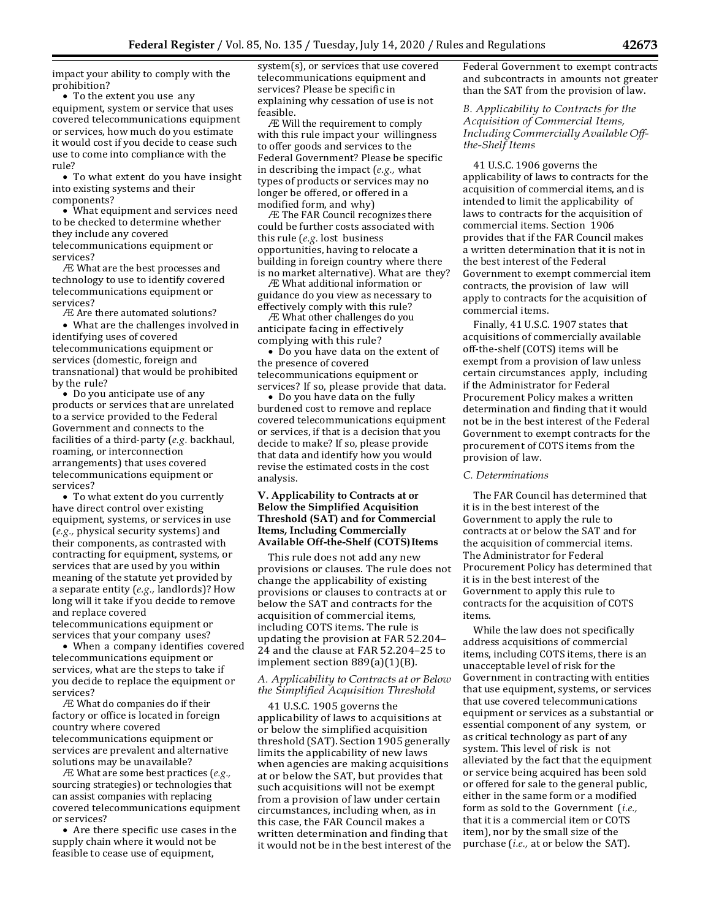impact your ability to comply with the prohibition?

- To the extent you use any equipment, system or service that uses covered telecommunications equipment or services, how much do you estimate it would cost if you decide to cease such use to come into compliance with the rule?
- To what extent do you have insight into existing systems and their components?
- What equipment and services need to be checked to determine whether they include any covered telecommunications equipment or services?

Æ What are the best processes and technology to use to identify covered telecommunications equipment or services?

Æ Are there automated solutions?

- What are the challenges involved in identifying uses of covered telecommunications equipment or services (domestic, foreign and transnational) that would be prohibited by the rule?
- Do you anticipate use of any products or services that are unrelated to a service provided to the Federal Government and connects to the facilities of a third-party (*e.g.* backhaul, roaming, or interconnection arrangements) that uses covered telecommunications equipment or services?
- To what extent do you currently have direct control over existing equipment, systems, or services in use (*e.g.,* physical security systems) and their components, as contrasted with contracting for equipment, systems, or services that are used by you within meaning of the statute yet provided by a separate entity (*e.g.,* landlords)? How long will it take if you decide to remove and replace covered telecommunications equipment or services that your company uses?
- When a company identifies covered telecommunications equipment or services, what are the steps to take if you decide to replace the equipment or services?

Æ What do companies do if their factory or office is located in foreign country where covered telecommunications equipment or services are prevalent and alternative solutions may be unavailable?

Æ What are some best practices (*e.g.,* sourcing strategies) or technologies that can assist companies with replacing covered telecommunications equipment or services?

- Are there specific use cases in the supply chain where it would not be feasible to cease use of equipment, system(s), or services that use covered telecommunications equipment and services? Please be specific in explaining why cessation of use is not feasible.

Æ Will the requirement to comply with this rule impact your willingness to offer goods and services to the Federal Government? Please be specific in describing the impact (*e.g.,* what types of products or services may no longer be offered, or offered in a modified form, and why)

Æ The FAR Council recognizes there could be further costs associated with this rule (*e.g.* lost business opportunities, having to relocate a building in foreign country where there is no market alternative). What are they?

Æ What additional information or guidance do you view as necessary to effectively comply with this rule?

Æ What other challenges do you anticipate facing in effectively complying with this rule?

- Do you have data on the extent of the presence of covered telecommunications equipment or services? If so, please provide that data.
- Do you have data on the fully burdened cost to remove and replace covered telecommunications equipment or services, if that is a decision that you decide to make? If so, please provide that data and identify how you would revise the estimated costs in the cost analysis.

## V. Applicability to Contracts at or Below the Simplified Acquisition Threshold (SAT) and for Commercial Items, Including Commercially Available Off-the-Shelf (COTS) Items

This rule does not add any new provisions or clauses. The rule does not change the applicability of existing provisions or clauses to contracts at or below the SAT and contracts for the acquisition of commercial items, including COTS items. The rule is updating the provision at FAR 52.204–24 and the clause at FAR 52.204–25 to implement section 889(a)(1)(B).

### *A. Applicability to Contracts at or Below the Simplified Acquisition Threshold*

41 U.S.C. 1905 governs the applicability of laws to acquisitions at or below the simplified acquisition threshold (SAT). Section 1905 generally limits the applicability of new laws when agencies are making acquisitions at or below the SAT, but provides that such acquisitions will not be exempt from a provision of law under certain circumstances, including when, as in this case, the FAR Council makes a written determination and finding that it would not be in the best interest of the Federal Government to exempt contracts and subcontracts in amounts not greater than the SAT from the provision of law.

### *B. Applicability to Contracts for the Acquisition of Commercial Items, Including Commercially Available Off-the-Shelf Items*

41 U.S.C. 1906 governs the applicability of laws to contracts for the acquisition of commercial items, and is intended to limit the applicability of laws to contracts for the acquisition of commercial items. Section 1906 provides that if the FAR Council makes a written determination that it is not in the best interest of the Federal Government to exempt commercial item contracts, the provision of law will apply to contracts for the acquisition of commercial items.

Finally, 41 U.S.C. 1907 states that acquisitions of commercially available off-the-shelf (COTS) items will be exempt from a provision of law unless certain circumstances apply, including if the Administrator for Federal Procurement Policy makes a written determination and finding that it would not be in the best interest of the Federal Government to exempt contracts for the procurement of COTS items from the provision of law.

### *C. Determinations*

The FAR Council has determined that it is in the best interest of the Government to apply the rule to contracts at or below the SAT and for the acquisition of commercial items. The Administrator for Federal Procurement Policy has determined that it is in the best interest of the Government to apply this rule to contracts for the acquisition of COTS items.

While the law does not specifically address acquisitions of commercial items, including COTS items, there is an unacceptable level of risk for the Government in contracting with entities that use equipment, systems, or services that use covered telecommunications equipment or services as a substantial or essential component of any system, or as critical technology as part of any system. This level of risk is not alleviated by the fact that the equipment or service being acquired has been sold or offered for sale to the general public, either in the same form or a modified form as sold to the Government (*i.e.,* that it is a commercial item or COTS item), nor by the small size of the purchase (*i.e.,* at or below the SAT).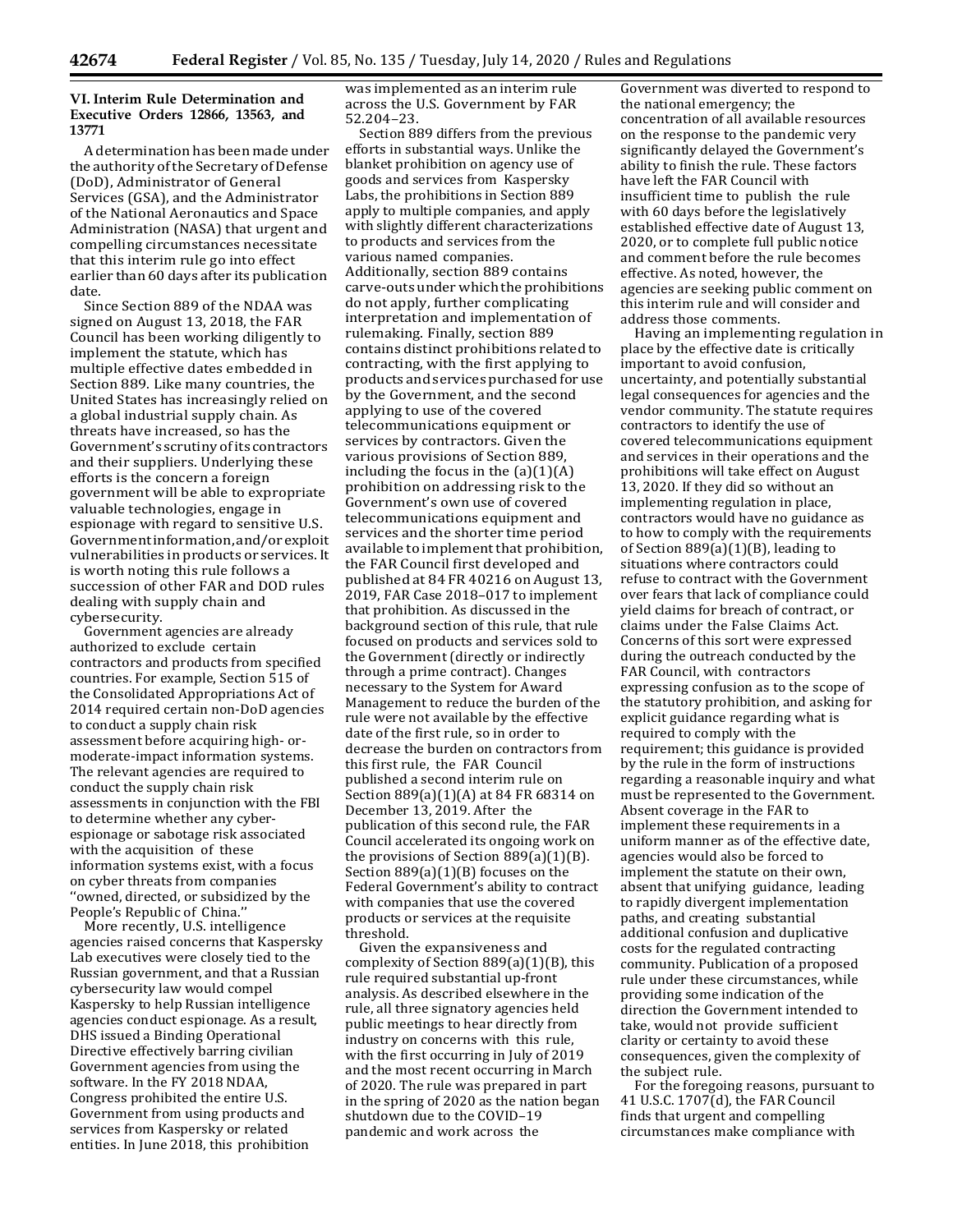### VI. Interim Rule Determination and Executive Orders 12866, 13563, and 13771

A determination has been made under the authority of the Secretary of Defense (DoD), Administrator of General Services (GSA), and the Administrator of the National Aeronautics and Space Administration (NASA) that urgent and compelling circumstances necessitate that this interim rule go into effect earlier than 60 days after its publication date.

Since Section 889 of the NDAA was signed on August 13, 2018, the FAR Council has been working diligently to implement the statute, which has multiple effective dates embedded in Section 889. Like many countries, the United States has increasingly relied on a global industrial supply chain. As threats have increased, so has the Government's scrutiny of its contractors and their suppliers. Underlying these efforts is the concern a foreign government will be able to expropriate valuable technologies, engage in espionage with regard to sensitive U.S. Government information, and/or exploit vulnerabilities in products or services. It is worth noting this rule follows a succession of other FAR and DOD rules dealing with supply chain and cybersecurity.

Government agencies are already authorized to exclude certain contractors and products from specified countries. For example, Section 515 of the Consolidated Appropriations Act of 2014 required certain non-DoD agencies to conduct a supply chain risk assessment before acquiring high- or- moderate-impact information systems. The relevant agencies are required to conduct the supply chain risk assessments in conjunction with the FBI to determine whether any cyber-espionage or sabotage risk associated with the acquisition of these information systems exist, with a focus on cyber threats from companies ''owned, directed, or subsidized by the People's Republic of China.''

More recently, U.S. intelligence agencies raised concerns that Kaspersky Lab executives were closely tied to the Russian government, and that a Russian cybersecurity law would compel Kaspersky to help Russian intelligence agencies conduct espionage. As a result, DHS issued a Binding Operational Directive effectively barring civilian Government agencies from using the software. In the FY 2018 NDAA, Congress prohibited the entire U.S. Government from using products and services from Kaspersky or related entities. In June 2018, this prohibition was implemented as an interim rule across the U.S. Government by FAR 52.204–23.

Section 889 differs from the previous efforts in substantial ways. Unlike the blanket prohibition on agency use of goods and services from Kaspersky Labs, the prohibitions in Section 889 apply to multiple companies, and apply with slightly different characterizations to products and services from the various named companies. Additionally, section 889 contains carve-outs under which the prohibitions do not apply, further complicating interpretation and implementation of rulemaking. Finally, section 889 contains distinct prohibitions related to contracting, with the first applying to products and services purchased for use by the Government, and the second applying to use of the covered telecommunications equipment or services by contractors. Given the various provisions of Section 889, including the focus in the (a)(1)(A) prohibition on addressing risk to the Government's own use of covered telecommunications equipment and services and the shorter time period available to implement that prohibition, the FAR Council first developed and published at 84 FR 40216 on August 13, 2019, FAR Case 2018–017 to implement that prohibition. As discussed in the background section of this rule, that rule focused on products and services sold to the Government (directly or indirectly through a prime contract). Changes necessary to the System for Award Management to reduce the burden of the rule were not available by the effective date of the first rule, so in order to decrease the burden on contractors from this first rule, the FAR Council published a second interim rule on Section 889(a)(1)(A) at 84 FR 68314 on December 13, 2019. After the publication of this second rule, the FAR Council accelerated its ongoing work on the provisions of Section 889(a)(1)(B). Section 889(a)(1)(B) focuses on the Federal Government's ability to contract with companies that use the covered products or services at the requisite threshold.

Given the expansiveness and complexity of Section 889(a)(1)(B), this rule required substantial up-front analysis. As described elsewhere in the rule, all three signatory agencies held public meetings to hear directly from industry on concerns with this rule, with the first occurring in July of 2019 and the most recent occurring in March of 2020. The rule was prepared in part in the spring of 2020 as the nation began shutdown due to the COVID–19 pandemic and work across the Government was diverted to respond to the national emergency; the concentration of all available resources on the response to the pandemic very significantly delayed the Government's ability to finish the rule. These factors have left the FAR Council with insufficient time to publish the rule with 60 days before the legislatively established effective date of August 13, 2020, or to complete full public notice and comment before the rule becomes effective. As noted, however, the agencies are seeking public comment on this interim rule and will consider and address those comments.

Having an implementing regulation in place by the effective date is critically important to avoid confusion, uncertainty, and potentially substantial legal consequences for agencies and the vendor community. The statute requires contractors to identify the use of covered telecommunications equipment and services in their operations and the prohibitions will take effect on August 13, 2020. If they did so without an implementing regulation in place, contractors would have no guidance as to how to comply with the requirements of Section 889(a)(1)(B), leading to situations where contractors could refuse to contract with the Government over fears that lack of compliance could yield claims for breach of contract, or claims under the False Claims Act. Concerns of this sort were expressed during the outreach conducted by the FAR Council, with contractors expressing confusion as to the scope of the statutory prohibition, and asking for explicit guidance regarding what is required to comply with the requirement; this guidance is provided by the rule in the form of instructions regarding a reasonable inquiry and what must be represented to the Government. Absent coverage in the FAR to implement these requirements in a uniform manner as of the effective date, agencies would also be forced to implement the statute on their own, absent that unifying guidance, leading to rapidly divergent implementation paths, and creating substantial additional confusion and duplicative costs for the regulated contracting community. Publication of a proposed rule under these circumstances, while providing some indication of the direction the Government intended to take, would not provide sufficient clarity or certainty to avoid these consequences, given the complexity of the subject rule.

For the foregoing reasons, pursuant to 41 U.S.C. 1707(d), the FAR Council finds that urgent and compelling circumstances make compliance with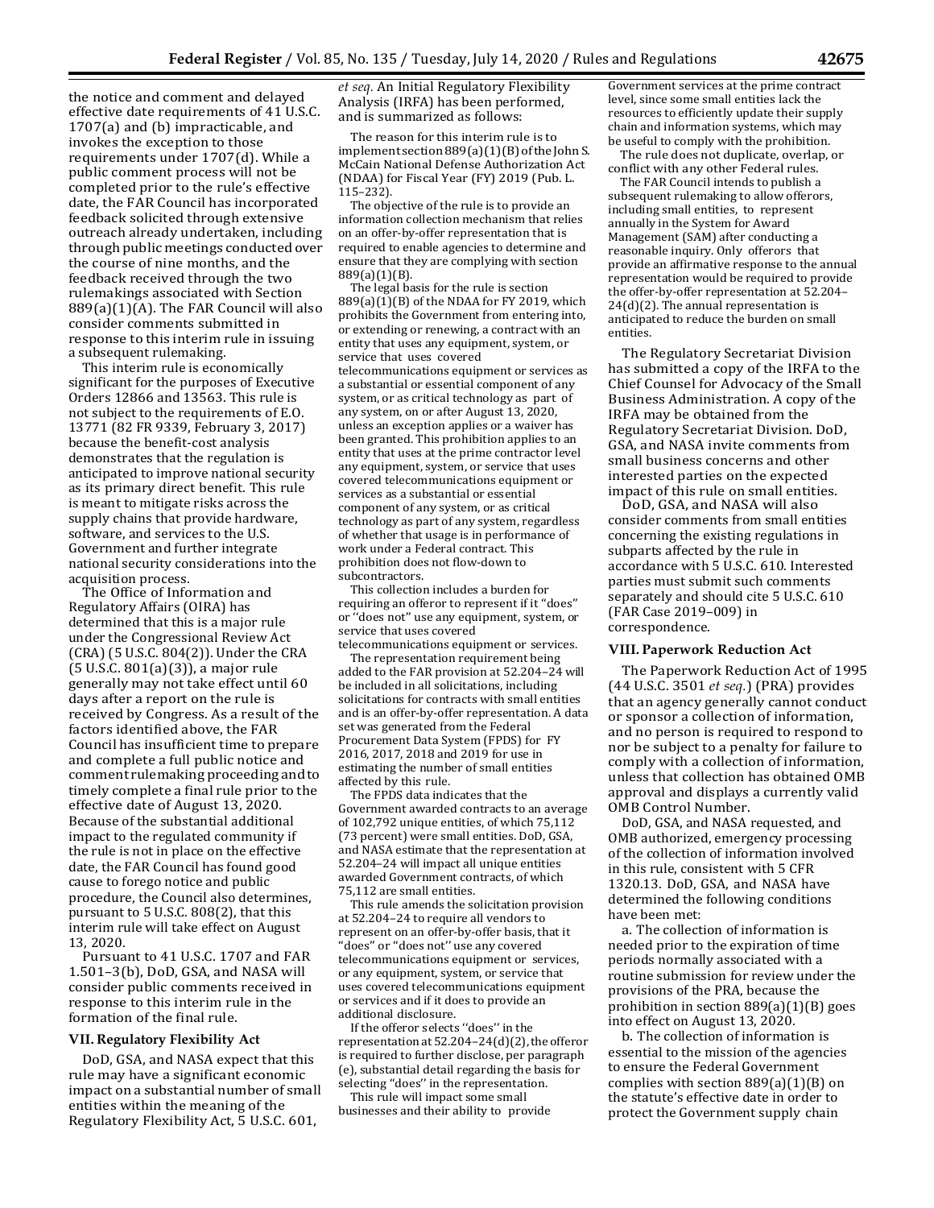the notice and comment and delayed effective date requirements of 41 U.S.C. 1707(a) and (b) impracticable, and invokes the exception to those requirements under 1707(d). While a public comment process will not be completed prior to the rule's effective date, the FAR Council has incorporated feedback solicited through extensive outreach already undertaken, including through public meetings conducted over the course of nine months, and the feedback received through the two rulemakings associated with Section 889(a)(1)(A). The FAR Council will also consider comments submitted in response to this interim rule in issuing a subsequent rulemaking.

This interim rule is economically significant for the purposes of Executive Orders 12866 and 13563. This rule is not subject to the requirements of E.O. 13771 (82 FR 9339, February 3, 2017) because the benefit-cost analysis demonstrates that the regulation is anticipated to improve national security as its primary direct benefit. This rule is meant to mitigate risks across the supply chains that provide hardware, software, and services to the U.S. Government and further integrate national security considerations into the acquisition process.

The Office of Information and Regulatory Affairs (OIRA) has determined that this is a major rule under the Congressional Review Act (CRA) (5 U.S.C. 804(2)). Under the CRA (5 U.S.C. 801(a)(3)), a major rule generally may not take effect until 60 days after a report on the rule is received by Congress. As a result of the factors identified above, the FAR Council has insufficient time to prepare and complete a full public notice and comment rulemaking proceeding and to timely complete a final rule prior to the effective date of August 13, 2020. Because of the substantial additional impact to the regulated community if the rule is not in place on the effective date, the FAR Council has found good cause to forego notice and public procedure, the Council also determines, pursuant to 5 U.S.C. 808(2), that this interim rule will take effect on August 13, 2020.

Pursuant to 41 U.S.C. 1707 and FAR 1.501–3(b), DoD, GSA, and NASA will consider public comments received in response to this interim rule in the formation of the final rule.

### VII. Regulatory Flexibility Act

DoD, GSA, and NASA expect that this rule may have a significant economic impact on a substantial number of small entities within the meaning of the Regulatory Flexibility Act, 5 U.S.C. 601, *et seq.* An Initial Regulatory Flexibility Analysis (IRFA) has been performed, and is summarized as follows:

The reason for this interim rule is to implement section 889(a)(1)(B) of the John S. McCain National Defense Authorization Act (NDAA) for Fiscal Year (FY) 2019 (Pub. L. 115–232).

The objective of the rule is to provide an information collection mechanism that relies on an offer-by-offer representation that is required to enable agencies to determine and ensure that they are complying with section 889(a)(1)(B).

The legal basis for the rule is section 889(a)(1)(B) of the NDAA for FY 2019, which prohibits the Government from entering into, or extending or renewing, a contract with an entity that uses any equipment, system, or service that uses covered telecommunications equipment or services as a substantial or essential component of any system, or as critical technology as part of any system, on or after August 13, 2020, unless an exception applies or a waiver has been granted. This prohibition applies to an entity that uses at the prime contractor level any equipment, system, or service that uses covered telecommunications equipment or services as a substantial or essential component of any system, or as critical technology as part of any system, regardless of whether that usage is in performance of work under a Federal contract. This prohibition does not flow-down to subcontractors.

This collection includes a burden for requiring an offeror to represent if it "does" or "does not" use any equipment, system, or service that uses covered telecommunications equipment or services.

The representation requirement being added to the FAR provision at 52.204–24 will be included in all solicitations, including solicitations for contracts with small entities and is an offer-by-offer representation. A data set was generated from the Federal Procurement Data System (FPDS) for FY 2016, 2017, 2018 and 2019 for use in estimating the number of small entities affected by this rule.

The FPDS data indicates that the Government awarded contracts to an average of 102,792 unique entities, of which 75,112 (73 percent) were small entities. DoD, GSA, and NASA estimate that the representation at 52.204–24 will impact all unique entities awarded Government contracts, of which 75,112 are small entities.

This rule amends the solicitation provision at 52.204–24 to require all vendors to represent on an offer-by-offer basis, that it "does" or "does not" use any covered telecommunications equipment or services, or any equipment, system, or service that uses covered telecommunications equipment or services and if it does to provide an additional disclosure.

If the offeror selects "does" in the representation at 52.204–24(d)(2), the offeror is required to further disclose, per paragraph (e), substantial detail regarding the basis for selecting "does" in the representation.

This rule will impact some small businesses and their ability to provide Government services at the prime contract level, since some small entities lack the resources to efficiently update their supply chain and information systems, which may be useful to comply with the prohibition.

The rule does not duplicate, overlap, or conflict with any other Federal rules.

The FAR Council intends to publish a subsequent rulemaking to allow offerors, including small entities, to represent annually in the System for Award Management (SAM) after conducting a reasonable inquiry. Only offerors that provide an affirmative response to the annual representation would be required to provide the offer-by-offer representation at 52.204–24(d)(2). The annual representation is anticipated to reduce the burden on small entities.

The Regulatory Secretariat Division has submitted a copy of the IRFA to the Chief Counsel for Advocacy of the Small Business Administration. A copy of the IRFA may be obtained from the Regulatory Secretariat Division. DoD, GSA, and NASA invite comments from small business concerns and other interested parties on the expected impact of this rule on small entities.

DoD, GSA, and NASA will also consider comments from small entities concerning the existing regulations in subparts affected by the rule in accordance with 5 U.S.C. 610. Interested parties must submit such comments separately and should cite 5 U.S.C. 610 (FAR Case 2019–009) in correspondence.

### VIII. Paperwork Reduction Act

The Paperwork Reduction Act of 1995 (44 U.S.C. 3501 *et seq.*) (PRA) provides that an agency generally cannot conduct or sponsor a collection of information, and no person is required to respond to nor be subject to a penalty for failure to comply with a collection of information, unless that collection has obtained OMB approval and displays a currently valid OMB Control Number.

DoD, GSA, and NASA requested, and OMB authorized, emergency processing of the collection of information involved in this rule, consistent with 5 CFR 1320.13. DoD, GSA, and NASA have determined the following conditions have been met:

a. The collection of information is needed prior to the expiration of time periods normally associated with a routine submission for review under the provisions of the PRA, because the prohibition in section 889(a)(1)(B) goes into effect on August 13, 2020.

b. The collection of information is essential to the mission of the agencies to ensure the Federal Government complies with section 889(a)(1)(B) on the statute's effective date in order to protect the Government supply chain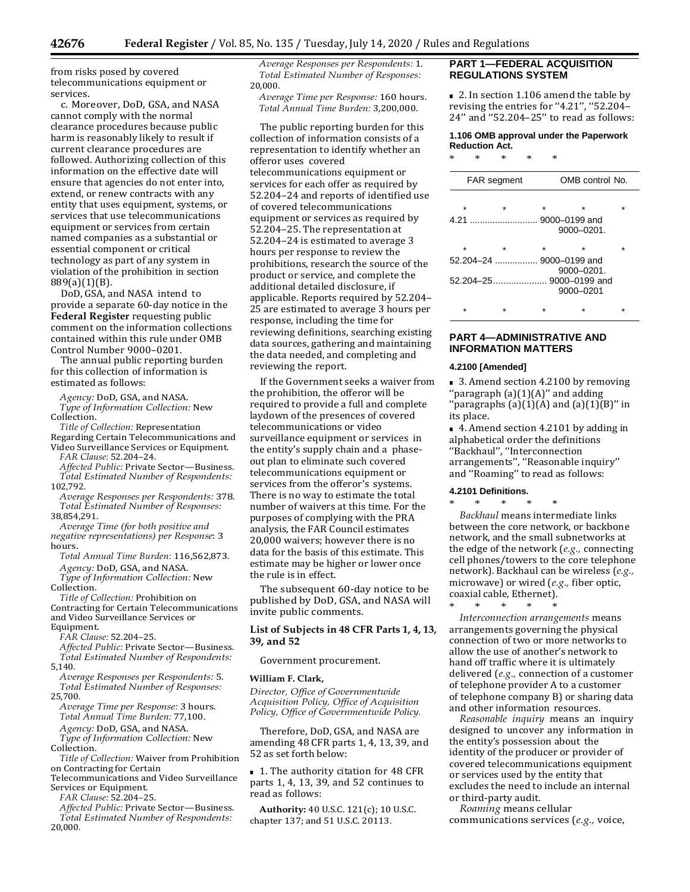from risks posed by covered telecommunications equipment or services.

c. Moreover, DoD, GSA, and NASA cannot comply with the normal clearance procedures because public harm is reasonably likely to result if current clearance procedures are followed. Authorizing collection of this information on the effective date will ensure that agencies do not enter into, extend, or renew contracts with any entity that uses equipment, systems, or services that use telecommunications equipment or services from certain named companies as a substantial or essential component or critical technology as part of any system in violation of the prohibition in section 889(a)(1)(B).

DoD, GSA, and NASA intend to provide a separate 60-day notice in the **Federal Register** requesting public comment on the information collections contained within this rule under OMB Control Number 9000–0201.

The annual public reporting burden for this collection of information is estimated as follows:

*Agency:* DoD, GSA, and NASA.
*Type of Information Collection:* New Collection.
*Title of Collection:* Representation Regarding Certain Telecommunications and Video Surveillance Services or Equipment.
*FAR Clause:* 52.204–24.
*Affected Public:* Private Sector—Business.
*Total Estimated Number of Respondents:* 102,792.
*Average Responses per Respondents:* 378.
*Total Estimated Number of Responses:* 38,854,291.
*Average Time (for both positive and negative representations) per Response*: 3 hours.
*Total Annual Time Burden:* 116,562,873.

*Agency:* DoD, GSA, and NASA.
*Type of Information Collection:* New Collection.
*Title of Collection:* Prohibition on Contracting for Certain Telecommunications and Video Surveillance Services or Equipment.
*FAR Clause:* 52.204–25.
*Affected Public:* Private Sector—Business.
*Total Estimated Number of Respondents:* 5,140.
*Average Responses per Respondents:* 5.
*Total Estimated Number of Responses:* 25,700.
*Average Time per Response:* 3 hours.
*Total Annual Time Burden:* 77,100.

*Agency:* DoD, GSA, and NASA.
*Type of Information Collection:* New Collection.
*Title of Collection:* Waiver from Prohibition on Contracting for Certain Telecommunications and Video Surveillance Services or Equipment.
*FAR Clause:* 52.204–25.
*Affected Public:* Private Sector—Business.
*Total Estimated Number of Respondents:* 20,000.
*Average Responses per Respondents:* 1.
*Total Estimated Number of Responses:* 20,000.
*Average Time per Response:* 160 hours.
*Total Annual Time Burden:* 3,200,000.

The public reporting burden for this collection of information consists of a representation to identify whether an offeror uses covered telecommunications equipment or services for each offer as required by 52.204–24 and reports of identified use of covered telecommunications equipment or services as required by 52.204–25. The representation at 52.204–24 is estimated to average 3 hours per response to review the prohibitions, research the source of the product or service, and complete the additional detailed disclosure, if applicable. Reports required by 52.204–25 are estimated to average 3 hours per response, including the time for reviewing definitions, searching existing data sources, gathering and maintaining the data needed, and completing and reviewing the report.

If the Government seeks a waiver from the prohibition, the offeror will be required to provide a full and complete laydown of the presences of covered telecommunications or video surveillance equipment or services in the entity's supply chain and a phase-out plan to eliminate such covered telecommunications equipment or services from the offeror's systems. There is no way to estimate the total number of waivers at this time. For the purposes of complying with the PRA analysis, the FAR Council estimates 20,000 waivers; however there is no data for the basis of this estimate. This estimate may be higher or lower once the rule is in effect.

The subsequent 60-day notice to be published by DoD, GSA, and NASA will invite public comments.

## List of Subjects in 48 CFR Parts 1, 4, 13, 39, and 52

Government procurement.

**William F. Clark,**
*Director, Office of Governmentwide Acquisition Policy, Office of Acquisition Policy, Office of Governmentwide Policy.*

Therefore, DoD, GSA, and NASA are amending 48 CFR parts 1, 4, 13, 39, and 52 as set forth below:

■ 1. The authority citation for 48 CFR parts 1, 4, 13, 39, and 52 continues to read as follows:

**Authority:** 40 U.S.C. 121(c); 10 U.S.C. chapter 137; and 51 U.S.C. 20113.

## PART 1—FEDERAL ACQUISITION REGULATIONS SYSTEM

■ 2. In section 1.106 amend the table by revising the entries for "4.21", "52.204–24" and "52.204–25" to read as follows:

**1.106 OMB approval under the Paperwork Reduction Act.**

\* \* \* \* \*

| FAR segment | OMB control No. |
|---|---|
| \* \* \* | \* \* |
| 4.21 | 9000–0199 and 9000–0201. |
| \* \* \* | \* \* |
| 52.204–24 | 9000–0199 and 9000–0201. |
| 52.204–25 | 9000–0199 and 9000–0201 |
| \* \* \* | \* \* |

## PART 4—ADMINISTRATIVE AND INFORMATION MATTERS

**4.2100 [Amended]**

■ 3. Amend section 4.2100 by removing "paragraph (a)(1)(A)" and adding "paragraphs (a)(1)(A) and (a)(1)(B)" in its place.

■ 4. Amend section 4.2101 by adding in alphabetical order the definitions "Backhaul", "Interconnection arrangements", "Reasonable inquiry" and "Roaming" to read as follows:

**4.2101 Definitions.**

\* \* \* \* \*

*Backhaul* means intermediate links between the core network, or backbone network, and the small subnetworks at the edge of the network (*e.g.,* connecting cell phones/towers to the core telephone network). Backhaul can be wireless (*e.g.,* microwave) or wired (*e.g.,* fiber optic, coaxial cable, Ethernet).

\* \* \* \* \*

*Interconnection arrangements* means arrangements governing the physical connection of two or more networks to allow the use of another's network to hand off traffic where it is ultimately delivered (*e.g.,* connection of a customer of telephone provider A to a customer of telephone company B) or sharing data and other information resources.

*Reasonable inquiry* means an inquiry designed to uncover any information in the entity's possession about the identity of the producer or provider of covered telecommunications equipment or services used by the entity that excludes the need to include an internal or third-party audit.

*Roaming* means cellular communications services (*e.g.,* voice,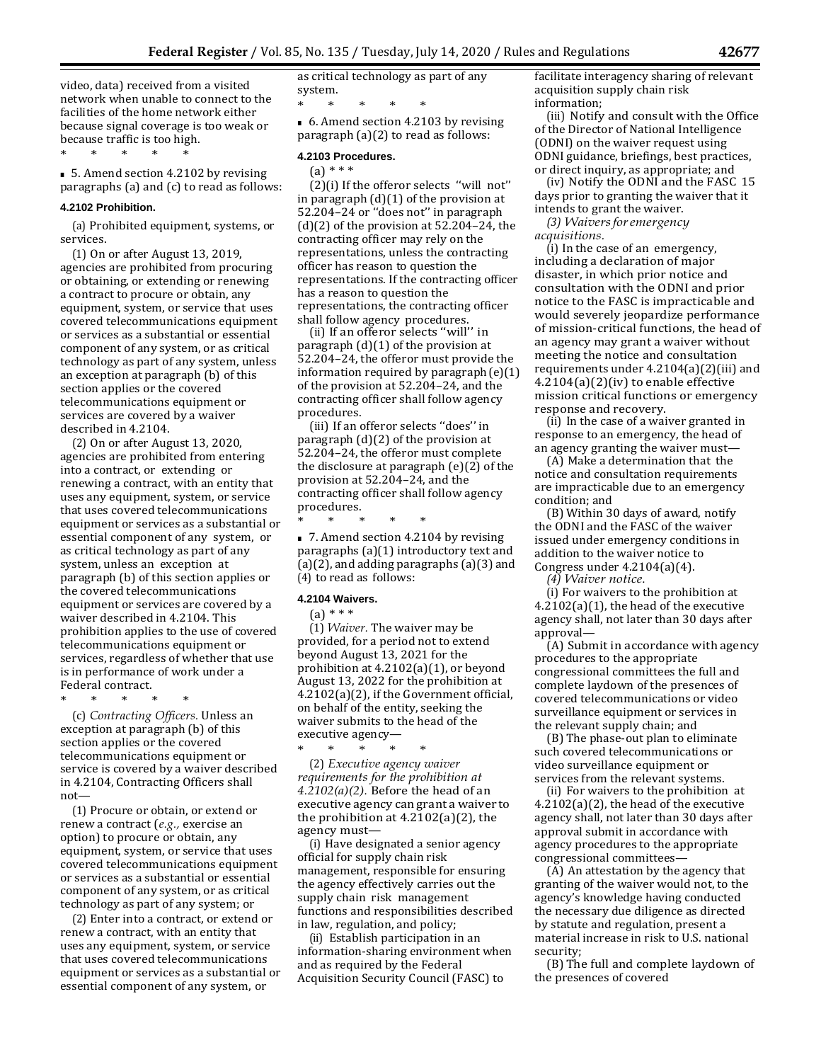video, data) received from a visited network when unable to connect to the facilities of the home network either because signal coverage is too weak or because traffic is too high.

\* \* \* \* \*

■ 5. Amend section 4.2102 by revising paragraphs (a) and (c) to read as follows:

**4.2102 Prohibition.**

(a) Prohibited equipment, systems, or services.

(1) On or after August 13, 2019, agencies are prohibited from procuring or obtaining, or extending or renewing a contract to procure or obtain, any equipment, system, or service that uses covered telecommunications equipment or services as a substantial or essential component of any system, or as critical technology as part of any system, unless an exception at paragraph (b) of this section applies or the covered telecommunications equipment or services are covered by a waiver described in 4.2104.

(2) On or after August 13, 2020, agencies are prohibited from entering into a contract, or extending or renewing a contract, with an entity that uses any equipment, system, or service that uses covered telecommunications equipment or services as a substantial or essential component of any system, or as critical technology as part of any system, unless an exception at paragraph (b) of this section applies or the covered telecommunications equipment or services are covered by a waiver described in 4.2104. This prohibition applies to the use of covered telecommunications equipment or services, regardless of whether that use is in performance of work under a Federal contract.

\* \* \* \* \*

(c) *Contracting Officers.* Unless an exception at paragraph (b) of this section applies or the covered telecommunications equipment or service is covered by a waiver described in 4.2104, Contracting Officers shall not—

(1) Procure or obtain, or extend or renew a contract (*e.g.,* exercise an option) to procure or obtain, any equipment, system, or service that uses covered telecommunications equipment or services as a substantial or essential component of any system, or as critical technology as part of any system; or

(2) Enter into a contract, or extend or renew a contract, with an entity that uses any equipment, system, or service that uses covered telecommunications equipment or services as a substantial or essential component of any system, or as critical technology as part of any system.

\* \* \* \* \*

■ 6. Amend section 4.2103 by revising paragraph (a)(2) to read as follows:

**4.2103 Procedures.**

(a) \* \* \*

(2)(i) If the offeror selects "will not" in paragraph (d)(1) of the provision at 52.204–24 or "does not" in paragraph (d)(2) of the provision at 52.204–24, the contracting officer may rely on the representations, unless the contracting officer has reason to question the representations. If the contracting officer has a reason to question the representations, the contracting officer shall follow agency procedures.

(ii) If an offeror selects "will" in paragraph (d)(1) of the provision at 52.204–24, the offeror must provide the information required by paragraph (e)(1) of the provision at 52.204–24, and the contracting officer shall follow agency procedures.

(iii) If an offeror selects "does" in paragraph (d)(2) of the provision at 52.204–24, the offeror must complete the disclosure at paragraph (e)(2) of the provision at 52.204–24, and the contracting officer shall follow agency procedures.

\* \* \* \* \*

■ 7. Amend section 4.2104 by revising paragraphs (a)(1) introductory text and (a)(2), and adding paragraphs (a)(3) and (4) to read as follows:

**4.2104 Waivers.**

(a) \* \* \*

(1) *Waiver.* The waiver may be provided, for a period not to extend beyond August 13, 2021 for the prohibition at 4.2102(a)(1), or beyond August 13, 2022 for the prohibition at 4.2102(a)(2), if the Government official, on behalf of the entity, seeking the waiver submits to the head of the executive agency—

\* \* \* \* \*

(2) *Executive agency waiver requirements for the prohibition at 4.2102(a)(2).* Before the head of an executive agency can grant a waiver to the prohibition at 4.2102(a)(2), the agency must—

(i) Have designated a senior agency official for supply chain risk management, responsible for ensuring the agency effectively carries out the supply chain risk management functions and responsibilities described in law, regulation, and policy;

(ii) Establish participation in an information-sharing environment when and as required by the Federal Acquisition Security Council (FASC) to facilitate interagency sharing of relevant acquisition supply chain risk information;

(iii) Notify and consult with the Office of the Director of National Intelligence (ODNI) on the waiver request using ODNI guidance, briefings, best practices, or direct inquiry, as appropriate; and

(iv) Notify the ODNI and the FASC 15 days prior to granting the waiver that it intends to grant the waiver.

(3) *Waivers for emergency acquisitions.*

(i) In the case of an emergency, including a declaration of major disaster, in which prior notice and consultation with the ODNI and prior notice to the FASC is impracticable and would severely jeopardize performance of mission-critical functions, the head of an agency may grant a waiver without meeting the notice and consultation requirements under 4.2104(a)(2)(iii) and 4.2104(a)(2)(iv) to enable effective mission critical functions or emergency response and recovery.

(ii) In the case of a waiver granted in response to an emergency, the head of an agency granting the waiver must—

(A) Make a determination that the notice and consultation requirements are impracticable due to an emergency condition; and

(B) Within 30 days of award, notify the ODNI and the FASC of the waiver issued under emergency conditions in addition to the waiver notice to Congress under 4.2104(a)(4).

(4) *Waiver notice.*

(i) For waivers to the prohibition at 4.2102(a)(1), the head of the executive agency shall, not later than 30 days after approval—

(A) Submit in accordance with agency procedures to the appropriate congressional committees the full and complete laydown of the presences of covered telecommunications or video surveillance equipment or services in the relevant supply chain; and

(B) The phase-out plan to eliminate such covered telecommunications or video surveillance equipment or services from the relevant systems.

(ii) For waivers to the prohibition at 4.2102(a)(2), the head of the executive agency shall, not later than 30 days after approval submit in accordance with agency procedures to the appropriate congressional committees—

(A) An attestation by the agency that granting of the waiver would not, to the agency's knowledge having conducted the necessary due diligence as directed by statute and regulation, present a material increase in risk to U.S. national security;

(B) The full and complete laydown of the presences of covered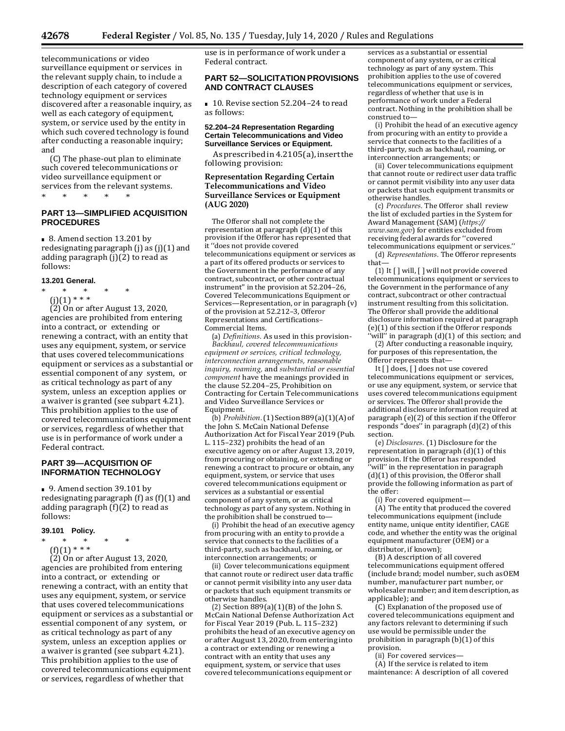telecommunications or video surveillance equipment or services in the relevant supply chain, to include a description of each category of covered technology equipment or services discovered after a reasonable inquiry, as well as each category of equipment, system, or service used by the entity in which such covered technology is found after conducting a reasonable inquiry; and

(C) The phase-out plan to eliminate such covered telecommunications or video surveillance equipment or services from the relevant systems.

\* \* \* \* \*

## PART 13—SIMPLIFIED ACQUISITION PROCEDURES

■ 8. Amend section 13.201 by redesignating paragraph (j) as (j)(1) and adding paragraph (j)(2) to read as follows:

### 13.201 General.

\* \* \* \* \*

(j)(1) \* \* \*

(2) On or after August 13, 2020, agencies are prohibited from entering into a contract, or extending or renewing a contract, with an entity that uses any equipment, system, or service that uses covered telecommunications equipment or services as a substantial or essential component of any system, or as critical technology as part of any system, unless an exception applies or a waiver is granted (see subpart 4.21). This prohibition applies to the use of covered telecommunications equipment or services, regardless of whether that use is in performance of work under a Federal contract.

## PART 39—ACQUISITION OF INFORMATION TECHNOLOGY

■ 9. Amend section 39.101 by redesignating paragraph (f) as (f)(1) and adding paragraph (f)(2) to read as follows:

### 39.101 Policy.

\* \* \* \* \*

(f)(1) \* \* \*

(2) On or after August 13, 2020, agencies are prohibited from entering into a contract, or extending or renewing a contract, with an entity that uses any equipment, system, or service that uses covered telecommunications equipment or services as a substantial or essential component of any system, or as critical technology as part of any system, unless an exception applies or a waiver is granted (see subpart 4.21). This prohibition applies to the use of covered telecommunications equipment or services, regardless of whether that use is in performance of work under a Federal contract.

## PART 52—SOLICITATION PROVISIONS AND CONTRACT CLAUSES

■ 10. Revise section 52.204–24 to read as follows:

### 52.204–24 Representation Regarding Certain Telecommunications and Video Surveillance Services or Equipment.

As prescribed in 4.2105(a), insert the following provision:

### Representation Regarding Certain Telecommunications and Video Surveillance Services or Equipment (AUG 2020)

The Offeror shall not complete the representation at paragraph (d)(1) of this provision if the Offeror has represented that it ''does not provide covered telecommunications equipment or services as a part of its offered products or services to the Government in the performance of any contract, subcontract, or other contractual instrument'' in the provision at 52.204–26, Covered Telecommunications Equipment or Services—Representation, or in paragraph (v) of the provision at 52.212–3, Offeror Representations and Certifications–Commercial Items.

(a) *Definitions.* As used in this provision-

*Backhaul, covered telecommunications equipment or services, critical technology, interconnection arrangements, reasonable inquiry, roaming,* and *substantial or essential component* have the meanings provided in the clause 52.204–25, Prohibition on Contracting for Certain Telecommunications and Video Surveillance Services or Equipment.

(b) *Prohibition.* (1) Section 889(a)(1)(A) of the John S. McCain National Defense Authorization Act for Fiscal Year 2019 (Pub. L. 115–232) prohibits the head of an executive agency on or after August 13, 2019, from procuring or obtaining, or extending or renewing a contract to procure or obtain, any equipment, system, or service that uses covered telecommunications equipment or services as a substantial or essential component of any system, or as critical technology as part of any system. Nothing in the prohibition shall be construed to—

(i) Prohibit the head of an executive agency from procuring with an entity to provide a service that connects to the facilities of a third-party, such as backhaul, roaming, or interconnection arrangements; or

(ii) Cover telecommunications equipment that cannot route or redirect user data traffic or cannot permit visibility into any user data or packets that such equipment transmits or otherwise handles.

(2) Section 889(a)(1)(B) of the John S. McCain National Defense Authorization Act for Fiscal Year 2019 (Pub. L. 115–232) prohibits the head of an executive agency on or after August 13, 2020, from entering into a contract or extending or renewing a contract with an entity that uses any equipment, system, or service that uses covered telecommunications equipment or services as a substantial or essential component of any system, or as critical technology as part of any system. This prohibition applies to the use of covered telecommunications equipment or services, regardless of whether that use is in performance of work under a Federal contract. Nothing in the prohibition shall be construed to—

(i) Prohibit the head of an executive agency from procuring with an entity to provide a service that connects to the facilities of a third-party, such as backhaul, roaming, or interconnection arrangements; or

(ii) Cover telecommunications equipment that cannot route or redirect user data traffic or cannot permit visibility into any user data or packets that such equipment transmits or otherwise handles.

(c) *Procedures.* The Offeror shall review the list of excluded parties in the System for Award Management (SAM) (*https://www.sam.gov*) for entities excluded from receiving federal awards for ''covered telecommunications equipment or services.''

(d) *Representations.* The Offeror represents that—

(1) It [ ] will, [ ] will not provide covered telecommunications equipment or services to the Government in the performance of any contract, subcontract or other contractual instrument resulting from this solicitation. The Offeror shall provide the additional disclosure information required at paragraph (e)(1) of this section if the Offeror responds ''will'' in paragraph (d)(1) of this section; and

(2) After conducting a reasonable inquiry, for purposes of this representation, the Offeror represents that—

It [ ] does, [ ] does not use covered telecommunications equipment or services, or use any equipment, system, or service that uses covered telecommunications equipment or services. The Offeror shall provide the additional disclosure information required at paragraph (e)(2) of this section if the Offeror responds ''does'' in paragraph (d)(2) of this section.

(e) *Disclosures.* (1) Disclosure for the representation in paragraph (d)(1) of this provision. If the Offeror has responded ''will'' in the representation in paragraph (d)(1) of this provision, the Offeror shall provide the following information as part of the offer:

(i) For covered equipment—

(A) The entity that produced the covered telecommunications equipment (include entity name, unique entity identifier, CAGE code, and whether the entity was the original equipment manufacturer (OEM) or a distributor, if known);

(B) A description of all covered telecommunications equipment offered (include brand; model number, such asOEM number, manufacturer part number, or wholesaler number; and item description, as applicable); and

(C) Explanation of the proposed use of covered telecommunications equipment and any factors relevant to determining if such use would be permissible under the prohibition in paragraph (b)(1) of this provision.

(ii) For covered services—

(A) If the service is related to item maintenance: A description of all covered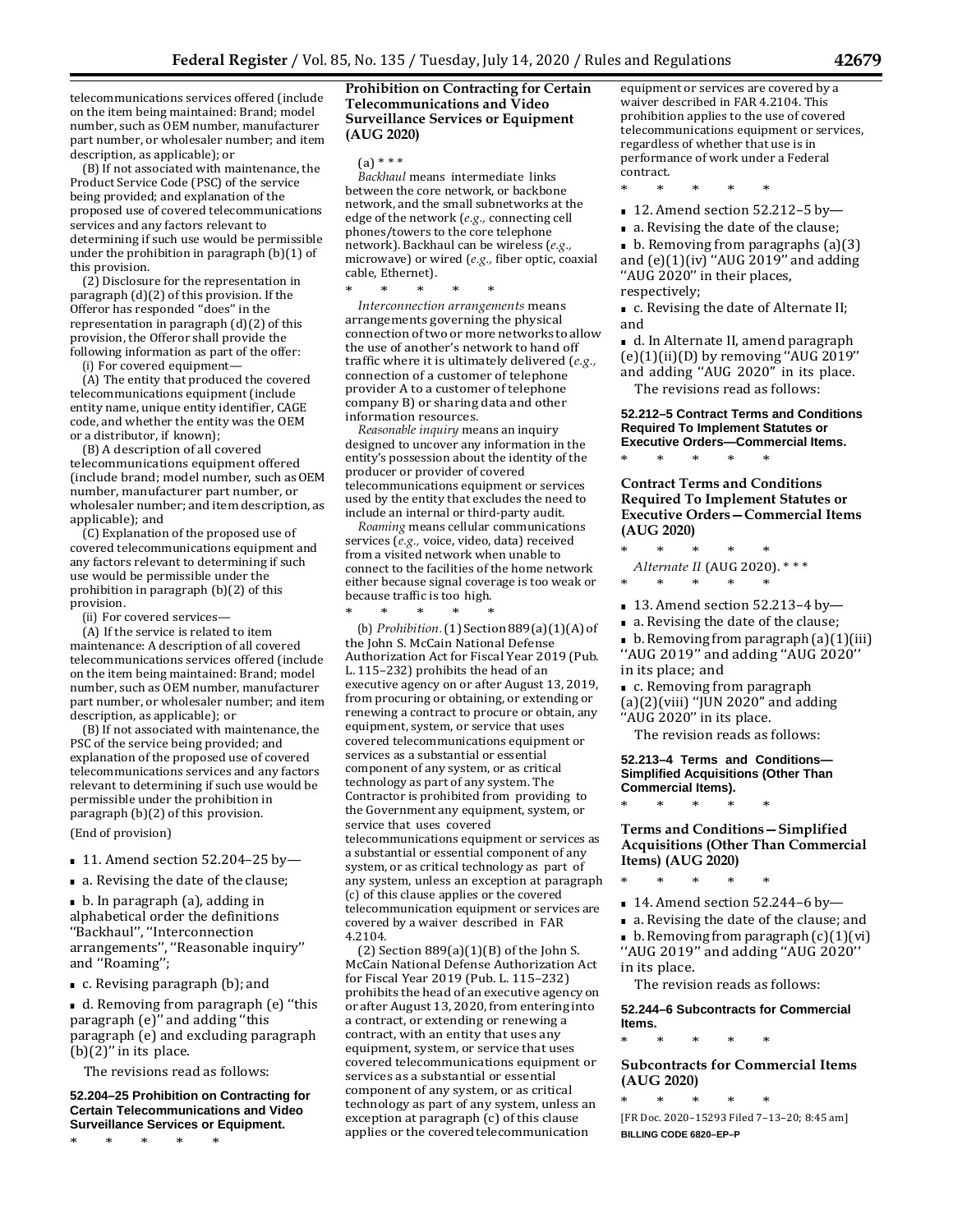telecommunications services offered (include on the item being maintained: Brand; model number, such as OEM number, manufacturer part number, or wholesaler number; and item description, as applicable); or

(B) If not associated with maintenance, the Product Service Code (PSC) of the service being provided; and explanation of the proposed use of covered telecommunications services and any factors relevant to determining if such use would be permissible under the prohibition in paragraph (b)(1) of this provision.

(2) Disclosure for the representation in paragraph (d)(2) of this provision. If the Offeror has responded "does" in the representation in paragraph (d)(2) of this provision, the Offeror shall provide the following information as part of the offer:

(i) For covered equipment—

(A) The entity that produced the covered telecommunications equipment (include entity name, unique entity identifier, CAGE code, and whether the entity was the OEM or a distributor, if known);

(B) A description of all covered telecommunications equipment offered (include brand; model number, such as OEM number, manufacturer part number, or wholesaler number; and item description, as applicable); and

(C) Explanation of the proposed use of covered telecommunications equipment and any factors relevant to determining if such use would be permissible under the prohibition in paragraph (b)(2) of this provision.

(ii) For covered services—

(A) If the service is related to item maintenance: A description of all covered telecommunications services offered (include on the item being maintained: Brand; model number, such as OEM number, manufacturer part number, or wholesaler number; and item description, as applicable); or

(B) If not associated with maintenance, the PSC of the service being provided; and explanation of the proposed use of covered telecommunications services and any factors relevant to determining if such use would be permissible under the prohibition in paragraph (b)(2) of this provision.

(End of provision)

■ 11. Amend section 52.204–25 by—

■ a. Revising the date of the clause;

■ b. In paragraph (a), adding in alphabetical order the definitions "Backhaul", "Interconnection arrangements", "Reasonable inquiry" and "Roaming";

■ c. Revising paragraph (b); and

■ d. Removing from paragraph (e) "this paragraph (e)" and adding "this paragraph (e) and excluding paragraph (b)(2)" in its place.

The revisions read as follows:

**52.204–25 Prohibition on Contracting for Certain Telecommunications and Video Surveillance Services or Equipment.**

\* \* \* \* \*

**Prohibition on Contracting for Certain Telecommunications and Video Surveillance Services or Equipment (AUG 2020)**

(a) \* \* \*

*Backhaul* means intermediate links between the core network, or backbone network, and the small subnetworks at the edge of the network (*e.g.,* connecting cell phones/towers to the core telephone network). Backhaul can be wireless (*e.g.,* microwave) or wired (*e.g.,* fiber optic, coaxial cable, Ethernet).

\* \* \* \* \*

*Interconnection arrangements* means arrangements governing the physical connection of two or more networks to allow the use of another's network to hand off traffic where it is ultimately delivered (*e.g.,* connection of a customer of telephone provider A to a customer of telephone company B) or sharing data and other information resources.

*Reasonable inquiry* means an inquiry designed to uncover any information in the entity's possession about the identity of the producer or provider of covered telecommunications equipment or services used by the entity that excludes the need to include an internal or third-party audit.

*Roaming* means cellular communications services (*e.g.,* voice, video, data) received from a visited network when unable to connect to the facilities of the home network either because signal coverage is too weak or because traffic is too high.

\* \* \* \* \*

(b) *Prohibition.* (1) Section 889(a)(1)(A) of the John S. McCain National Defense Authorization Act for Fiscal Year 2019 (Pub. L. 115–232) prohibits the head of an executive agency on or after August 13, 2019, from procuring or obtaining, or extending or renewing a contract to procure or obtain, any equipment, system, or service that uses covered telecommunications equipment or services as a substantial or essential component of any system, or as critical technology as part of any system. The Contractor is prohibited from providing to the Government any equipment, system, or service that uses covered telecommunications equipment or services as a substantial or essential component of any system, or as critical technology as part of any system, unless an exception at paragraph (c) of this clause applies or the covered telecommunication equipment or services are covered by a waiver described in FAR 4.2104.

(2) Section 889(a)(1)(B) of the John S. McCain National Defense Authorization Act for Fiscal Year 2019 (Pub. L. 115–232) prohibits the head of an executive agency on or after August 13, 2020, from entering into a contract, or extending or renewing a contract, with an entity that uses any equipment, system, or service that uses covered telecommunications equipment or services as a substantial or essential component of any system, or as critical technology as part of any system, unless an exception at paragraph (c) of this clause applies or the covered telecommunication equipment or services are covered by a waiver described in FAR 4.2104. This prohibition applies to the use of covered telecommunications equipment or services, regardless of whether that use is in performance of work under a Federal contract.

\* \* \* \* \*

■ 12. Amend section 52.212–5 by—

■ a. Revising the date of the clause;

■ b. Removing from paragraphs (a)(3) and (e)(1)(iv) "AUG 2019" and adding "AUG 2020" in their places, respectively;

■ c. Revising the date of Alternate II; and

■ d. In Alternate II, amend paragraph (e)(1)(ii)(D) by removing "AUG 2019" and adding "AUG 2020" in its place.

The revisions read as follows:

**52.212–5 Contract Terms and Conditions Required To Implement Statutes or Executive Orders—Commercial Items.**

\* \* \* \* \*

**Contract Terms and Conditions Required To Implement Statutes or Executive Orders—Commercial Items (AUG 2020)**

\* \* \* \* \*

*Alternate II* (AUG 2020). \* \* \*

\* \* \* \* \*

■ 13. Amend section 52.213–4 by—

■ a. Revising the date of the clause;

■ b. Removing from paragraph (a)(1)(iii) "AUG 2019" and adding "AUG 2020" in its place; and

■ c. Removing from paragraph (a)(2)(viii) "JUN 2020" and adding "AUG 2020" in its place.

The revision reads as follows:

**52.213–4 Terms and Conditions—Simplified Acquisitions (Other Than Commercial Items).**

\* \* \* \* \*

**Terms and Conditions—Simplified Acquisitions (Other Than Commercial Items) (AUG 2020)**

\* \* \* \* \*

■ 14. Amend section 52.244–6 by—

■ a. Revising the date of the clause; and

■ b. Removing from paragraph (c)(1)(vi) "AUG 2019" and adding "AUG 2020" in its place.

The revision reads as follows:

**52.244–6 Subcontracts for Commercial Items.**

\* \* \* \* \*

**Subcontracts for Commercial Items (AUG 2020)**

\* \* \* \* \*

[FR Doc. 2020–15293 Filed 7–13–20; 8:45 am]

**BILLING CODE 6820–EP–P**